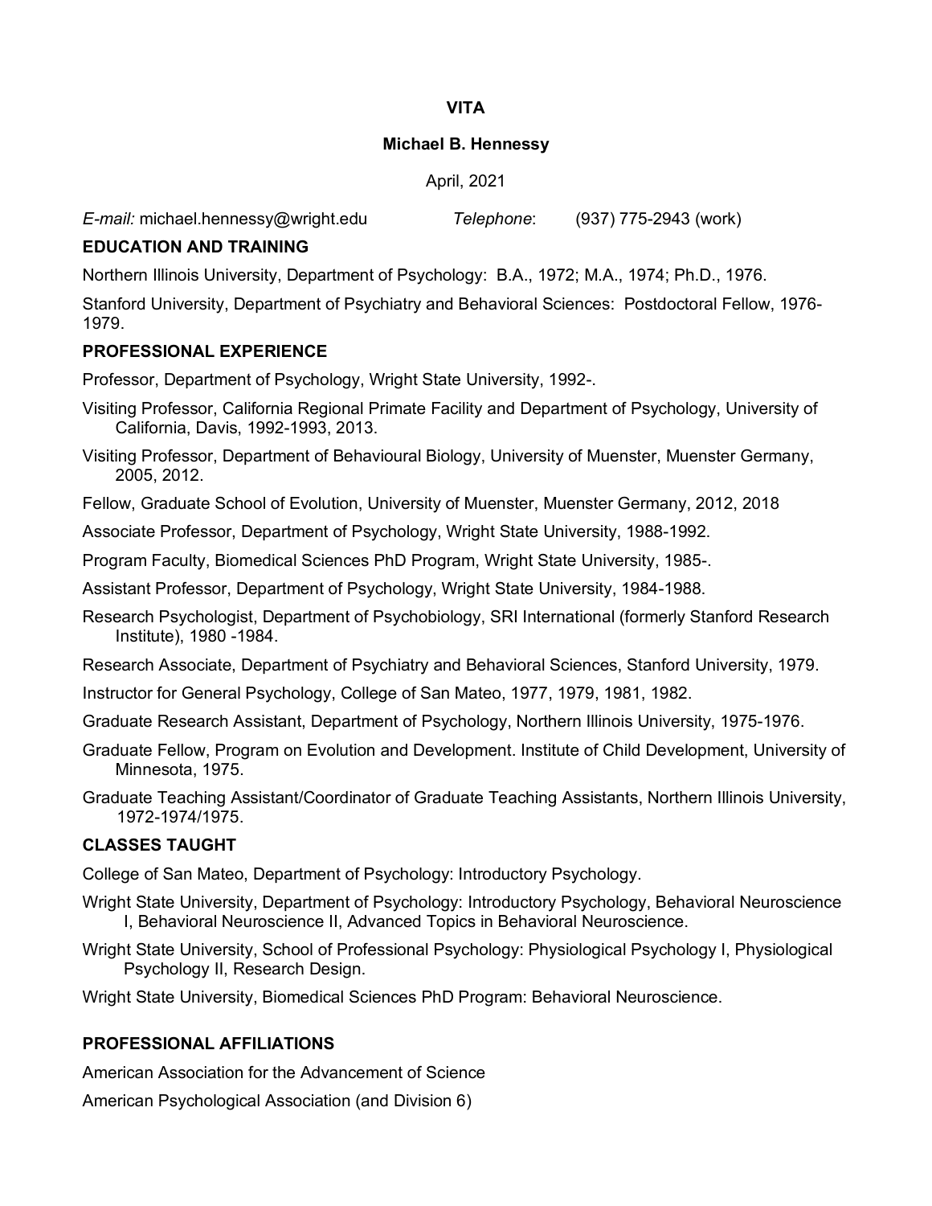# VITA

## Michael B. Hennessy

April, 2021

*E-mail:* michael.hennessy@wright.edu *Telephone*: (937) 775-2943 (work)

## EDUCATION AND TRAINING

Northern Illinois University, Department of Psychology: B.A., 1972; M.A., 1974; Ph.D., 1976.

Stanford University, Department of Psychiatry and Behavioral Sciences: Postdoctoral Fellow, 1976-1979.

## PROFESSIONAL EXPERIENCE

Professor, Department of Psychology, Wright State University, 1992-.

Visiting Professor, California Regional Primate Facility and Department of Psychology, University of California, Davis, 1992-1993, 2013.

Visiting Professor, Department of Behavioural Biology, University of Muenster, Muenster Germany, 2005, 2012.

Fellow, Graduate School of Evolution, University of Muenster, Muenster Germany, 2012, 2018

Associate Professor, Department of Psychology, Wright State University, 1988-1992.

Program Faculty, Biomedical Sciences PhD Program, Wright State University, 1985-.

Assistant Professor, Department of Psychology, Wright State University, 1984-1988.

Research Psychologist, Department of Psychobiology, SRI International (formerly Stanford Research Institute), 1980 -1984.

Research Associate, Department of Psychiatry and Behavioral Sciences, Stanford University, 1979.

Instructor for General Psychology, College of San Mateo, 1977, 1979, 1981, 1982.

Graduate Research Assistant, Department of Psychology, Northern Illinois University, 1975-1976.

Graduate Fellow, Program on Evolution and Development. Institute of Child Development, University of Minnesota, 1975.

Graduate Teaching Assistant/Coordinator of Graduate Teaching Assistants, Northern Illinois University, 1972-1974/1975.

## CLASSES TAUGHT

College of San Mateo, Department of Psychology: Introductory Psychology.

Wright State University, Department of Psychology: Introductory Psychology, Behavioral Neuroscience I, Behavioral Neuroscience II, Advanced Topics in Behavioral Neuroscience.

Wright State University, School of Professional Psychology: Physiological Psychology I, Physiological Psychology II, Research Design.

Wright State University, Biomedical Sciences PhD Program: Behavioral Neuroscience.

## PROFESSIONAL AFFILIATIONS

American Association for the Advancement of Science

American Psychological Association (and Division 6)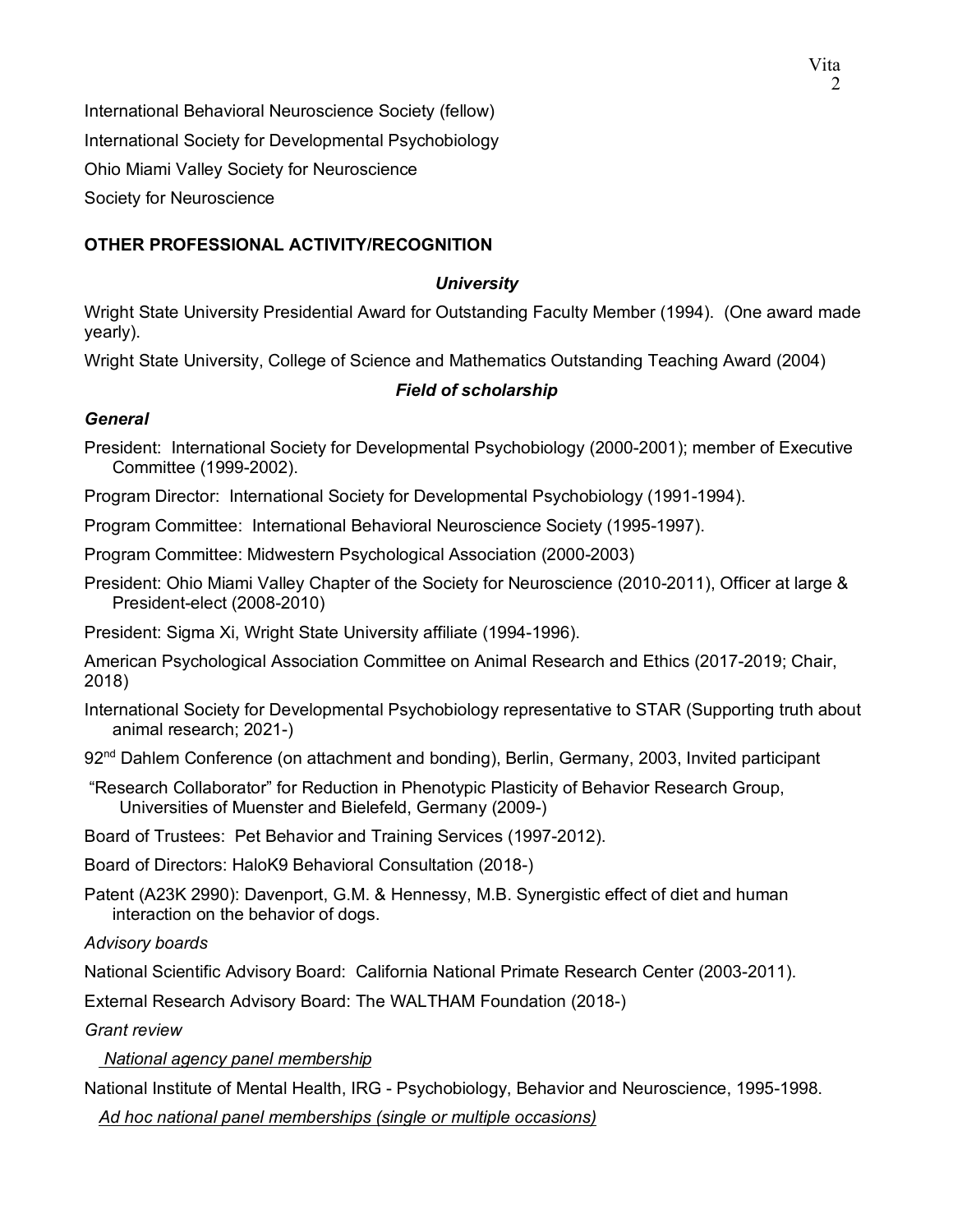International Behavioral Neuroscience Society (fellow)

International Society for Developmental Psychobiology

Ohio Miami Valley Society for Neuroscience

Society for Neuroscience

## OTHER PROFESSIONAL ACTIVITY/RECOGNITION

### *University*

Wright State University Presidential Award for Outstanding Faculty Member (1994). (One award made yearly).

Wright State University, College of Science and Mathematics Outstanding Teaching Award (2004)

### *Field of scholarship*

#### *General*

President: International Society for Developmental Psychobiology (2000-2001); member of Executive Committee (1999-2002).

Program Director: International Society for Developmental Psychobiology (1991-1994).

Program Committee: International Behavioral Neuroscience Society (1995-1997).

Program Committee: Midwestern Psychological Association (2000-2003)

President: Ohio Miami Valley Chapter of the Society for Neuroscience (2010-2011), Officer at large & President-elect (2008-2010)

President: Sigma Xi, Wright State University affiliate (1994-1996).

American Psychological Association Committee on Animal Research and Ethics (2017-2019; Chair, 2018)

International Society for Developmental Psychobiology representative to STAR (Supporting truth about animal research; 2021-)

92nd Dahlem Conference (on attachment and bonding), Berlin, Germany, 2003, Invited participant

"Research Collaborator" for Reduction in Phenotypic Plasticity of Behavior Research Group, Universities of Muenster and Bielefeld, Germany (2009-)

Board of Trustees: Pet Behavior and Training Services (1997-2012).

Board of Directors: HaloK9 Behavioral Consultation (2018-)

Patent (A23K 2990): Davenport, G.M. & Hennessy, M.B. Synergistic effect of diet and human interaction on the behavior of dogs.

*Advisory boards*

National Scientific Advisory Board: California National Primate Research Center (2003-2011).

External Research Advisory Board: The WALTHAM Foundation (2018-)

*Grant review*

<u>*National agency panel membership*</u>

National Institute of Mental Health, IRG - Psychobiology, Behavior and Neuroscience, 1995-1998.

<u>*Ad hoc national panel memberships (single or multiple occasions)*</u>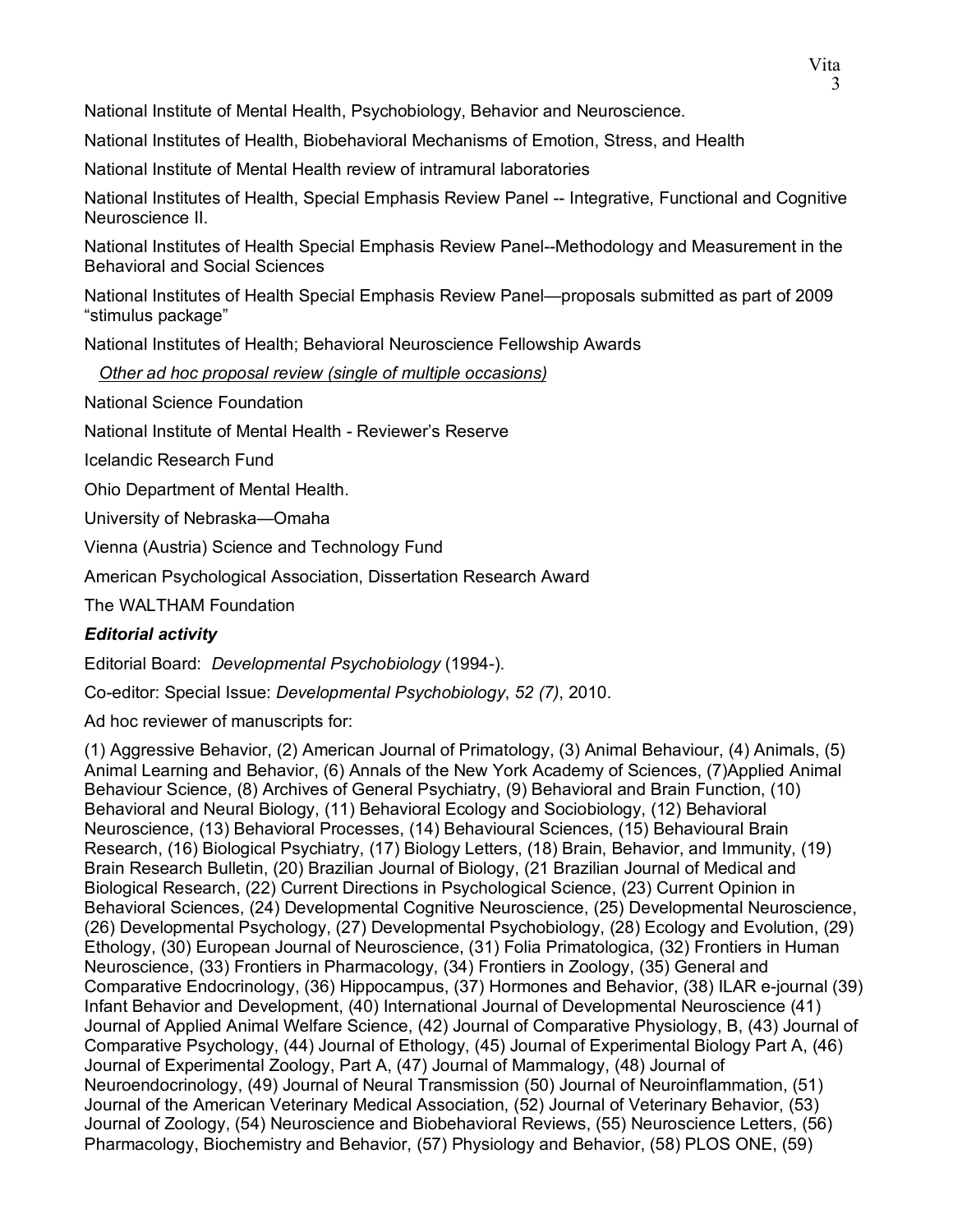National Institute of Mental Health, Psychobiology, Behavior and Neuroscience.

National Institutes of Health, Biobehavioral Mechanisms of Emotion, Stress, and Health

National Institute of Mental Health review of intramural laboratories

National Institutes of Health, Special Emphasis Review Panel -- Integrative, Functional and Cognitive Neuroscience II.

National Institutes of Health Special Emphasis Review Panel--Methodology and Measurement in the Behavioral and Social Sciences

National Institutes of Health Special Emphasis Review Panel—proposals submitted as part of 2009 "stimulus package"

National Institutes of Health; Behavioral Neuroscience Fellowship Awards

*Other ad hoc proposal review (single of multiple occasions)*

National Science Foundation

National Institute of Mental Health - Reviewer's Reserve

Icelandic Research Fund

Ohio Department of Mental Health.

University of Nebraska—Omaha

Vienna (Austria) Science and Technology Fund

American Psychological Association, Dissertation Research Award

The WALTHAM Foundation

***Editorial activity***

Editorial Board: *Developmental Psychobiology* (1994-).

Co-editor: Special Issue: *Developmental Psychobiology*, *52 (7)*, 2010.

Ad hoc reviewer of manuscripts for:

(1) Aggressive Behavior, (2) American Journal of Primatology, (3) Animal Behaviour, (4) Animals, (5) Animal Learning and Behavior, (6) Annals of the New York Academy of Sciences, (7)Applied Animal Behaviour Science, (8) Archives of General Psychiatry, (9) Behavioral and Brain Function, (10) Behavioral and Neural Biology, (11) Behavioral Ecology and Sociobiology, (12) Behavioral Neuroscience, (13) Behavioral Processes, (14) Behavioural Sciences, (15) Behavioural Brain Research, (16) Biological Psychiatry, (17) Biology Letters, (18) Brain, Behavior, and Immunity, (19) Brain Research Bulletin, (20) Brazilian Journal of Biology, (21 Brazilian Journal of Medical and Biological Research, (22) Current Directions in Psychological Science, (23) Current Opinion in Behavioral Sciences, (24) Developmental Cognitive Neuroscience, (25) Developmental Neuroscience, (26) Developmental Psychology, (27) Developmental Psychobiology, (28) Ecology and Evolution, (29) Ethology, (30) European Journal of Neuroscience, (31) Folia Primatologica, (32) Frontiers in Human Neuroscience, (33) Frontiers in Pharmacology, (34) Frontiers in Zoology, (35) General and Comparative Endocrinology, (36) Hippocampus, (37) Hormones and Behavior, (38) ILAR e-journal (39) Infant Behavior and Development, (40) International Journal of Developmental Neuroscience (41) Journal of Applied Animal Welfare Science, (42) Journal of Comparative Physiology, B, (43) Journal of Comparative Psychology, (44) Journal of Ethology, (45) Journal of Experimental Biology Part A, (46) Journal of Experimental Zoology, Part A, (47) Journal of Mammalogy, (48) Journal of Neuroendocrinology, (49) Journal of Neural Transmission (50) Journal of Neuroinflammation, (51) Journal of the American Veterinary Medical Association, (52) Journal of Veterinary Behavior, (53) Journal of Zoology, (54) Neuroscience and Biobehavioral Reviews, (55) Neuroscience Letters, (56) Pharmacology, Biochemistry and Behavior, (57) Physiology and Behavior, (58) PLOS ONE, (59)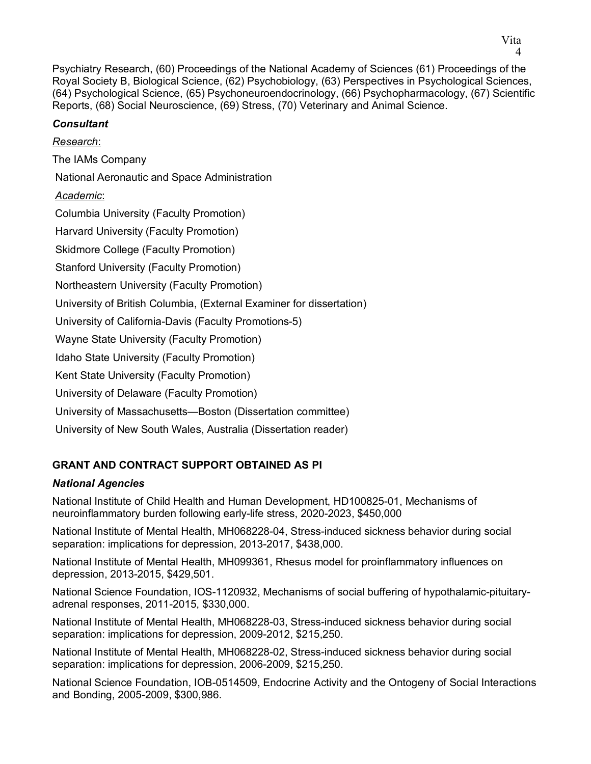Psychiatry Research, (60) Proceedings of the National Academy of Sciences (61) Proceedings of the Royal Society B, Biological Science, (62) Psychobiology, (63) Perspectives in Psychological Sciences, (64) Psychological Science, (65) Psychoneuroendocrinology, (66) Psychopharmacology, (67) Scientific Reports, (68) Social Neuroscience, (69) Stress, (70) Veterinary and Animal Science.

***Consultant***

*Research*:

The IAMs Company

National Aeronautic and Space Administration

*Academic*:

Columbia University (Faculty Promotion)

Harvard University (Faculty Promotion)

Skidmore College (Faculty Promotion)

Stanford University (Faculty Promotion)

Northeastern University (Faculty Promotion)

University of British Columbia, (External Examiner for dissertation)

University of California-Davis (Faculty Promotions-5)

Wayne State University (Faculty Promotion)

Idaho State University (Faculty Promotion)

Kent State University (Faculty Promotion)

University of Delaware (Faculty Promotion)

University of Massachusetts—Boston (Dissertation committee)

University of New South Wales, Australia (Dissertation reader)

## GRANT AND CONTRACT SUPPORT OBTAINED AS PI

***National Agencies***

National Institute of Child Health and Human Development, HD100825-01, Mechanisms of neuroinflammatory burden following early-life stress, 2020-2023, $450,000

National Institute of Mental Health, MH068228-04, Stress-induced sickness behavior during social separation: implications for depression, 2013-2017, $438,000.

National Institute of Mental Health, MH099361, Rhesus model for proinflammatory influences on depression, 2013-2015, $429,501.

National Science Foundation, IOS-1120932, Mechanisms of social buffering of hypothalamic-pituitary-adrenal responses, 2011-2015, $330,000.

National Institute of Mental Health, MH068228-03, Stress-induced sickness behavior during social separation: implications for depression, 2009-2012, $215,250.

National Institute of Mental Health, MH068228-02, Stress-induced sickness behavior during social separation: implications for depression, 2006-2009, $215,250.

National Science Foundation, IOB-0514509, Endocrine Activity and the Ontogeny of Social Interactions and Bonding, 2005-2009, $300,986.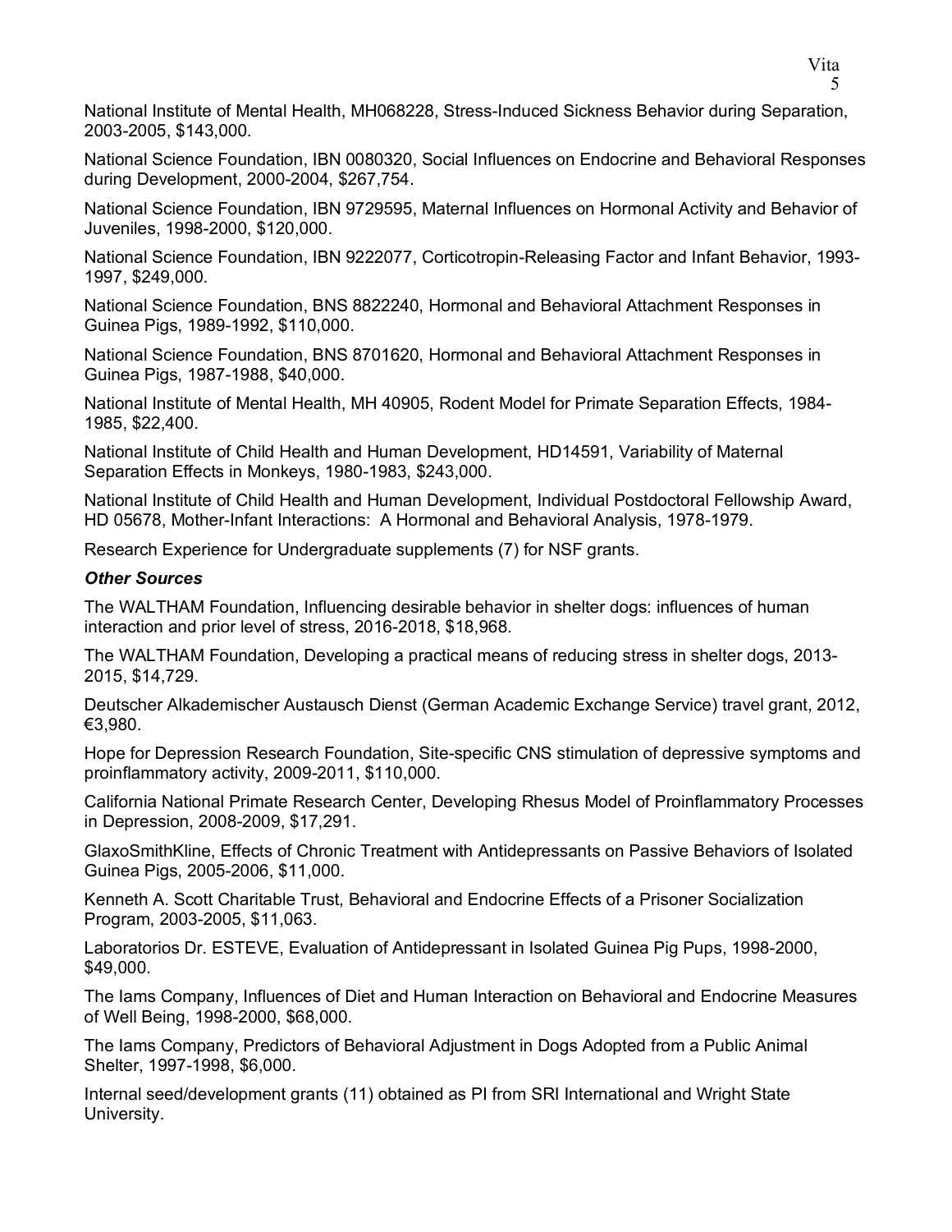National Institute of Mental Health, MH068228, Stress-Induced Sickness Behavior during Separation, 2003-2005, $143,000.

National Science Foundation, IBN 0080320, Social Influences on Endocrine and Behavioral Responses during Development, 2000-2004, $267,754.

National Science Foundation, IBN 9729595, Maternal Influences on Hormonal Activity and Behavior of Juveniles, 1998-2000, $120,000.

National Science Foundation, IBN 9222077, Corticotropin-Releasing Factor and Infant Behavior, 1993-1997, $249,000.

National Science Foundation, BNS 8822240, Hormonal and Behavioral Attachment Responses in Guinea Pigs, 1989-1992, $110,000.

National Science Foundation, BNS 8701620, Hormonal and Behavioral Attachment Responses in Guinea Pigs, 1987-1988, $40,000.

National Institute of Mental Health, MH 40905, Rodent Model for Primate Separation Effects, 1984-1985, $22,400.

National Institute of Child Health and Human Development, HD14591, Variability of Maternal Separation Effects in Monkeys, 1980-1983, $243,000.

National Institute of Child Health and Human Development, Individual Postdoctoral Fellowship Award, HD 05678, Mother-Infant Interactions: A Hormonal and Behavioral Analysis, 1978-1979.

Research Experience for Undergraduate supplements (7) for NSF grants.

***Other Sources***

The WALTHAM Foundation, Influencing desirable behavior in shelter dogs: influences of human interaction and prior level of stress, 2016-2018, $18,968.

The WALTHAM Foundation, Developing a practical means of reducing stress in shelter dogs, 2013-2015, $14,729.

Deutscher Alkademischer Austausch Dienst (German Academic Exchange Service) travel grant, 2012, €3,980.

Hope for Depression Research Foundation, Site-specific CNS stimulation of depressive symptoms and proinflammatory activity, 2009-2011, $110,000.

California National Primate Research Center, Developing Rhesus Model of Proinflammatory Processes in Depression, 2008-2009, $17,291.

GlaxoSmithKline, Effects of Chronic Treatment with Antidepressants on Passive Behaviors of Isolated Guinea Pigs, 2005-2006, $11,000.

Kenneth A. Scott Charitable Trust, Behavioral and Endocrine Effects of a Prisoner Socialization Program, 2003-2005, $11,063.

Laboratorios Dr. ESTEVE, Evaluation of Antidepressant in Isolated Guinea Pig Pups, 1998-2000, $49,000.

The Iams Company, Influences of Diet and Human Interaction on Behavioral and Endocrine Measures of Well Being, 1998-2000, $68,000.

The Iams Company, Predictors of Behavioral Adjustment in Dogs Adopted from a Public Animal Shelter, 1997-1998, $6,000.

Internal seed/development grants (11) obtained as PI from SRI International and Wright State University.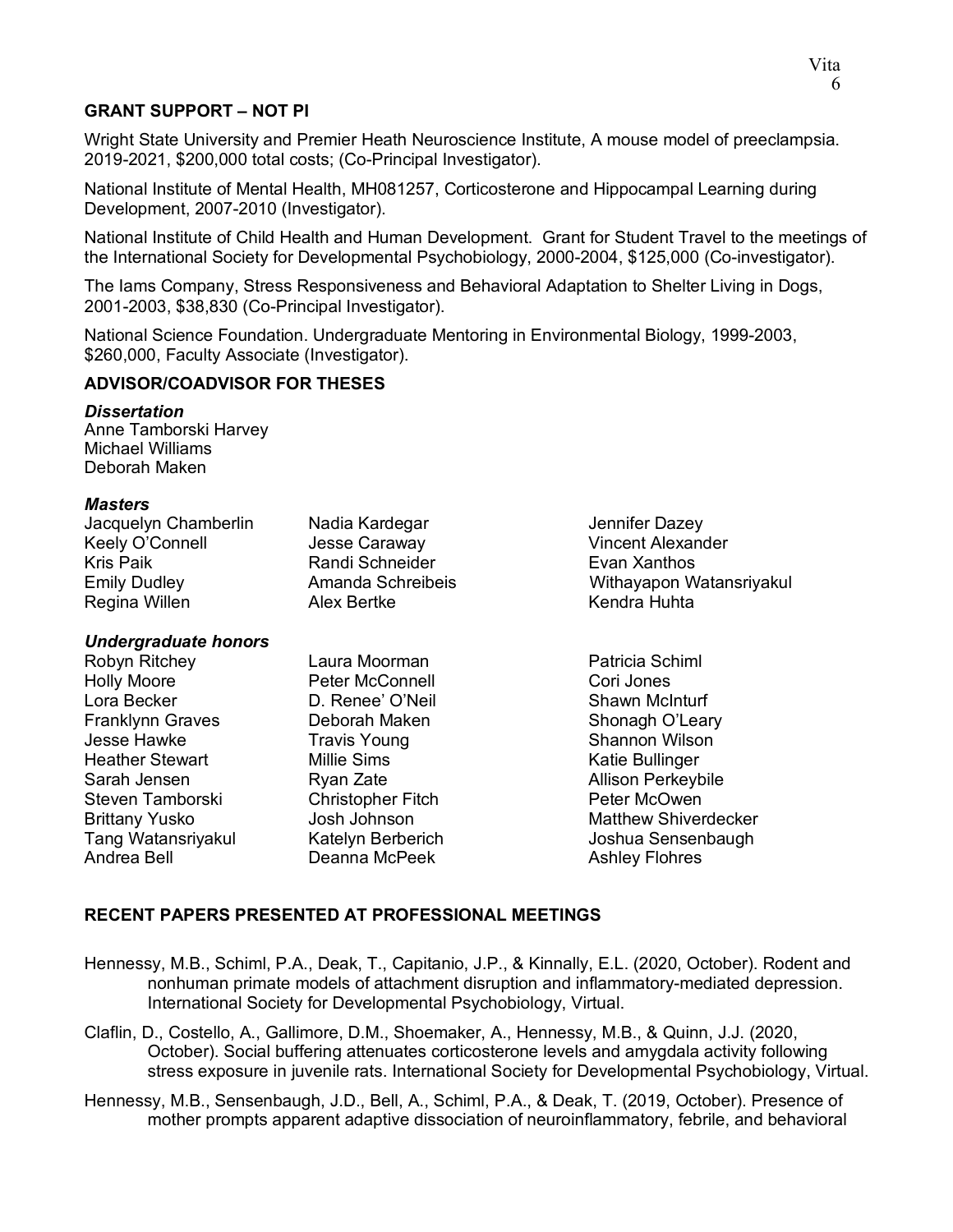## GRANT SUPPORT – NOT PI

Wright State University and Premier Heath Neuroscience Institute, A mouse model of preeclampsia. 2019-2021, $200,000 total costs; (Co-Principal Investigator).

National Institute of Mental Health, MH081257, Corticosterone and Hippocampal Learning during Development, 2007-2010 (Investigator).

National Institute of Child Health and Human Development. Grant for Student Travel to the meetings of the International Society for Developmental Psychobiology, 2000-2004, $125,000 (Co-investigator).

The Iams Company, Stress Responsiveness and Behavioral Adaptation to Shelter Living in Dogs, 2001-2003, $38,830 (Co-Principal Investigator).

National Science Foundation. Undergraduate Mentoring in Environmental Biology, 1999-2003, $260,000, Faculty Associate (Investigator).

## ADVISOR/COADVISOR FOR THESES

### *Dissertation*

Anne Tamborski Harvey
Michael Williams
Deborah Maken

### *Masters*

Jacquelyn Chamberlin
Keely O'Connell
Kris Paik
Emily Dudley
Regina Willen
Nadia Kardegar
Jesse Caraway
Randi Schneider
Amanda Schreibeis
Alex Bertke
Jennifer Dazey
Vincent Alexander
Evan Xanthos
Withayapon Watansriyakul
Kendra Huhta

### *Undergraduate honors*

Robyn Ritchey
Holly Moore
Lora Becker
Franklynn Graves
Jesse Hawke
Heather Stewart
Sarah Jensen
Steven Tamborski
Brittany Yusko
Tang Watansriyakul
Andrea Bell
Laura Moorman
Peter McConnell
D. Renee' O'Neil
Deborah Maken
Travis Young
Millie Sims
Ryan Zate
Christopher Fitch
Josh Johnson
Katelyn Berberich
Deanna McPeek
Patricia Schiml
Cori Jones
Shawn McInturf
Shonagh O'Leary
Shannon Wilson
Katie Bullinger
Allison Perkeybile
Peter McOwen
Matthew Shiverdecker
Joshua Sensenbaugh
Ashley Flohres

## RECENT PAPERS PRESENTED AT PROFESSIONAL MEETINGS

Hennessy, M.B., Schiml, P.A., Deak, T., Capitanio, J.P., & Kinnally, E.L. (2020, October). Rodent and nonhuman primate models of attachment disruption and inflammatory-mediated depression. International Society for Developmental Psychobiology, Virtual.

Claflin, D., Costello, A., Gallimore, D.M., Shoemaker, A., Hennessy, M.B., & Quinn, J.J. (2020, October). Social buffering attenuates corticosterone levels and amygdala activity following stress exposure in juvenile rats. International Society for Developmental Psychobiology, Virtual.

Hennessy, M.B., Sensenbaugh, J.D., Bell, A., Schiml, P.A., & Deak, T. (2019, October). Presence of mother prompts apparent adaptive dissociation of neuroinflammatory, febrile, and behavioral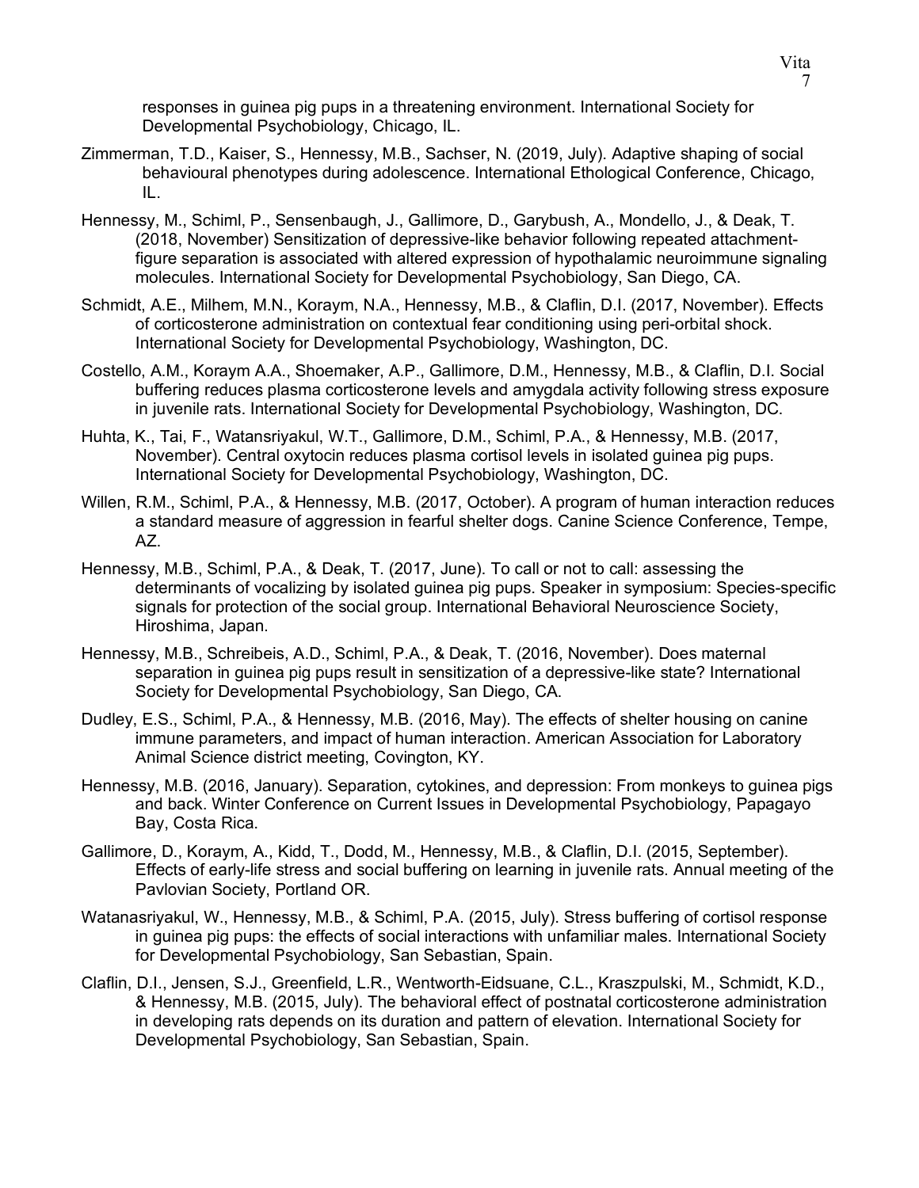responses in guinea pig pups in a threatening environment. International Society for Developmental Psychobiology, Chicago, IL.

Zimmerman, T.D., Kaiser, S., Hennessy, M.B., Sachser, N. (2019, July). Adaptive shaping of social behavioural phenotypes during adolescence. International Ethological Conference, Chicago, IL.

Hennessy, M., Schiml, P., Sensenbaugh, J., Gallimore, D., Garybush, A., Mondello, J., & Deak, T. (2018, November) Sensitization of depressive-like behavior following repeated attachment-figure separation is associated with altered expression of hypothalamic neuroimmune signaling molecules. International Society for Developmental Psychobiology, San Diego, CA.

Schmidt, A.E., Milhem, M.N., Koraym, N.A., Hennessy, M.B., & Claflin, D.I. (2017, November). Effects of corticosterone administration on contextual fear conditioning using peri-orbital shock. International Society for Developmental Psychobiology, Washington, DC.

Costello, A.M., Koraym A.A., Shoemaker, A.P., Gallimore, D.M., Hennessy, M.B., & Claflin, D.I. Social buffering reduces plasma corticosterone levels and amygdala activity following stress exposure in juvenile rats. International Society for Developmental Psychobiology, Washington, DC.

Huhta, K., Tai, F., Watansriyakul, W.T., Gallimore, D.M., Schiml, P.A., & Hennessy, M.B. (2017, November). Central oxytocin reduces plasma cortisol levels in isolated guinea pig pups. International Society for Developmental Psychobiology, Washington, DC.

Willen, R.M., Schiml, P.A., & Hennessy, M.B. (2017, October). A program of human interaction reduces a standard measure of aggression in fearful shelter dogs. Canine Science Conference, Tempe, AZ.

Hennessy, M.B., Schiml, P.A., & Deak, T. (2017, June). To call or not to call: assessing the determinants of vocalizing by isolated guinea pig pups. Speaker in symposium: Species-specific signals for protection of the social group. International Behavioral Neuroscience Society, Hiroshima, Japan.

Hennessy, M.B., Schreibeis, A.D., Schiml, P.A., & Deak, T. (2016, November). Does maternal separation in guinea pig pups result in sensitization of a depressive-like state? International Society for Developmental Psychobiology, San Diego, CA.

Dudley, E.S., Schiml, P.A., & Hennessy, M.B. (2016, May). The effects of shelter housing on canine immune parameters, and impact of human interaction. American Association for Laboratory Animal Science district meeting, Covington, KY.

Hennessy, M.B. (2016, January). Separation, cytokines, and depression: From monkeys to guinea pigs and back. Winter Conference on Current Issues in Developmental Psychobiology, Papagayo Bay, Costa Rica.

Gallimore, D., Koraym, A., Kidd, T., Dodd, M., Hennessy, M.B., & Claflin, D.I. (2015, September). Effects of early-life stress and social buffering on learning in juvenile rats. Annual meeting of the Pavlovian Society, Portland OR.

Watanasriyakul, W., Hennessy, M.B., & Schiml, P.A. (2015, July). Stress buffering of cortisol response in guinea pig pups: the effects of social interactions with unfamiliar males. International Society for Developmental Psychobiology, San Sebastian, Spain.

Claflin, D.I., Jensen, S.J., Greenfield, L.R., Wentworth-Eidsuane, C.L., Kraszpulski, M., Schmidt, K.D., & Hennessy, M.B. (2015, July). The behavioral effect of postnatal corticosterone administration in developing rats depends on its duration and pattern of elevation. International Society for Developmental Psychobiology, San Sebastian, Spain.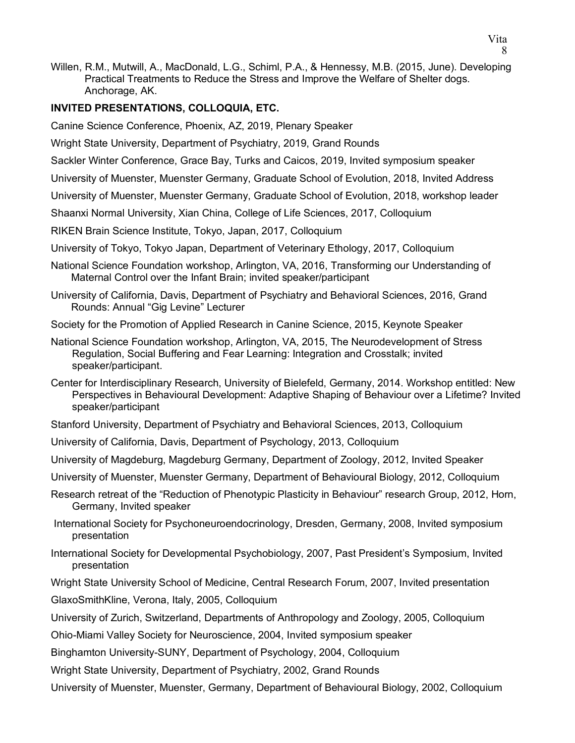Willen, R.M., Mutwill, A., MacDonald, L.G., Schiml, P.A., & Hennessy, M.B. (2015, June). Developing Practical Treatments to Reduce the Stress and Improve the Welfare of Shelter dogs. Anchorage, AK.

**INVITED PRESENTATIONS, COLLOQUIA, ETC.**

Canine Science Conference, Phoenix, AZ, 2019, Plenary Speaker

Wright State University, Department of Psychiatry, 2019, Grand Rounds

Sackler Winter Conference, Grace Bay, Turks and Caicos, 2019, Invited symposium speaker

University of Muenster, Muenster Germany, Graduate School of Evolution, 2018, Invited Address

University of Muenster, Muenster Germany, Graduate School of Evolution, 2018, workshop leader

Shaanxi Normal University, Xian China, College of Life Sciences, 2017, Colloquium

RIKEN Brain Science Institute, Tokyo, Japan, 2017, Colloquium

University of Tokyo, Tokyo Japan, Department of Veterinary Ethology, 2017, Colloquium

National Science Foundation workshop, Arlington, VA, 2016, Transforming our Understanding of Maternal Control over the Infant Brain; invited speaker/participant

University of California, Davis, Department of Psychiatry and Behavioral Sciences, 2016, Grand Rounds: Annual "Gig Levine" Lecturer

Society for the Promotion of Applied Research in Canine Science, 2015, Keynote Speaker

National Science Foundation workshop, Arlington, VA, 2015, The Neurodevelopment of Stress Regulation, Social Buffering and Fear Learning: Integration and Crosstalk; invited speaker/participant.

Center for Interdisciplinary Research, University of Bielefeld, Germany, 2014. Workshop entitled: New Perspectives in Behavioural Development: Adaptive Shaping of Behaviour over a Lifetime? Invited speaker/participant

Stanford University, Department of Psychiatry and Behavioral Sciences, 2013, Colloquium

University of California, Davis, Department of Psychology, 2013, Colloquium

University of Magdeburg, Magdeburg Germany, Department of Zoology, 2012, Invited Speaker

University of Muenster, Muenster Germany, Department of Behavioural Biology, 2012, Colloquium

Research retreat of the "Reduction of Phenotypic Plasticity in Behaviour" research Group, 2012, Horn, Germany, Invited speaker

International Society for Psychoneuroendocrinology, Dresden, Germany, 2008, Invited symposium presentation

International Society for Developmental Psychobiology, 2007, Past President's Symposium, Invited presentation

Wright State University School of Medicine, Central Research Forum, 2007, Invited presentation

GlaxoSmithKline, Verona, Italy, 2005, Colloquium

University of Zurich, Switzerland, Departments of Anthropology and Zoology, 2005, Colloquium

Ohio-Miami Valley Society for Neuroscience, 2004, Invited symposium speaker

Binghamton University-SUNY, Department of Psychology, 2004, Colloquium

Wright State University, Department of Psychiatry, 2002, Grand Rounds

University of Muenster, Muenster, Germany, Department of Behavioural Biology, 2002, Colloquium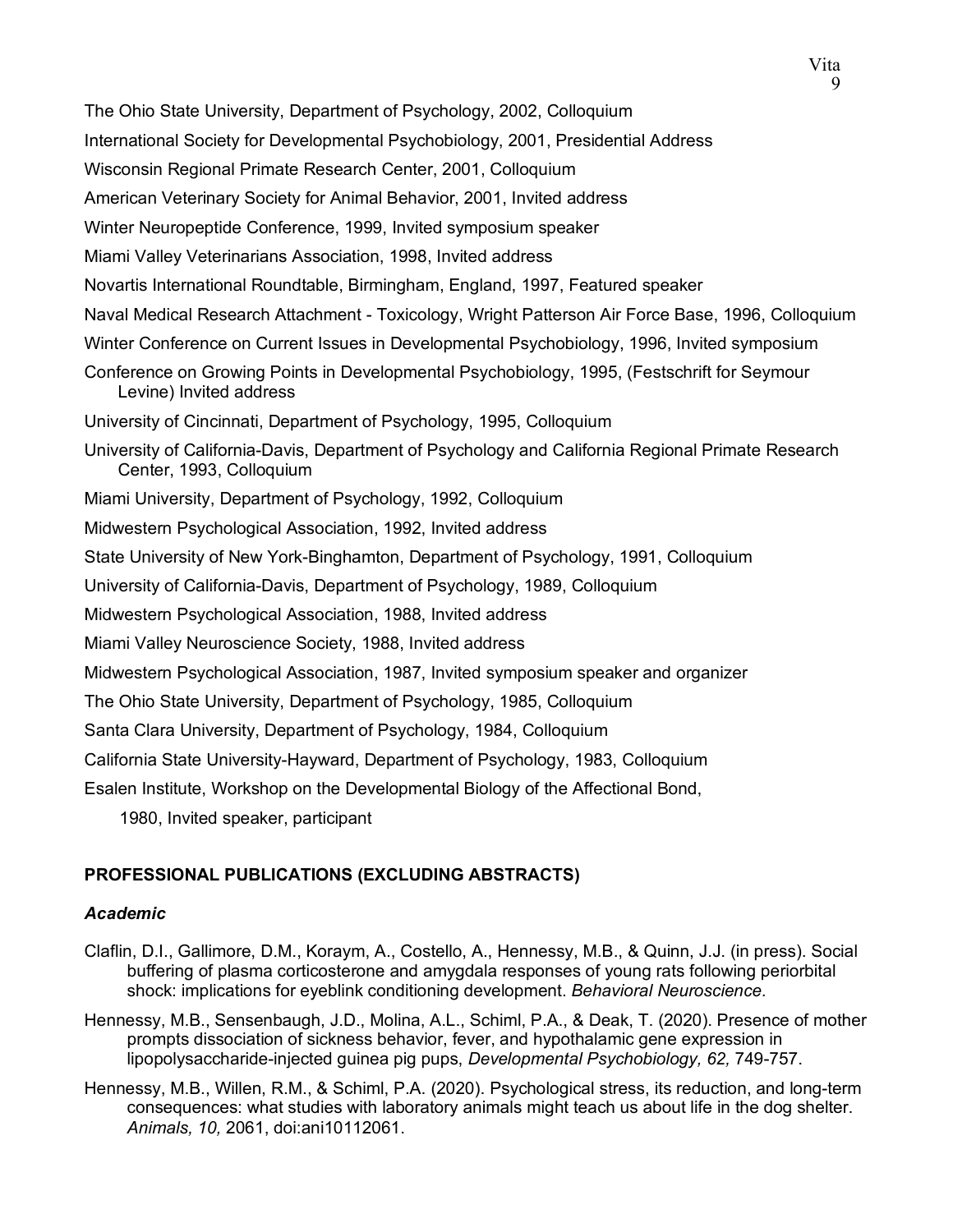The Ohio State University, Department of Psychology, 2002, Colloquium

International Society for Developmental Psychobiology, 2001, Presidential Address

Wisconsin Regional Primate Research Center, 2001, Colloquium

American Veterinary Society for Animal Behavior, 2001, Invited address

Winter Neuropeptide Conference, 1999, Invited symposium speaker

Miami Valley Veterinarians Association, 1998, Invited address

Novartis International Roundtable, Birmingham, England, 1997, Featured speaker

Naval Medical Research Attachment - Toxicology, Wright Patterson Air Force Base, 1996, Colloquium

Winter Conference on Current Issues in Developmental Psychobiology, 1996, Invited symposium

Conference on Growing Points in Developmental Psychobiology, 1995, (Festschrift for Seymour Levine) Invited address

University of Cincinnati, Department of Psychology, 1995, Colloquium

University of California-Davis, Department of Psychology and California Regional Primate Research Center, 1993, Colloquium

Miami University, Department of Psychology, 1992, Colloquium

Midwestern Psychological Association, 1992, Invited address

State University of New York-Binghamton, Department of Psychology, 1991, Colloquium

University of California-Davis, Department of Psychology, 1989, Colloquium

Midwestern Psychological Association, 1988, Invited address

Miami Valley Neuroscience Society, 1988, Invited address

Midwestern Psychological Association, 1987, Invited symposium speaker and organizer

The Ohio State University, Department of Psychology, 1985, Colloquium

Santa Clara University, Department of Psychology, 1984, Colloquium

California State University-Hayward, Department of Psychology, 1983, Colloquium

Esalen Institute, Workshop on the Developmental Biology of the Affectional Bond, 1980, Invited speaker, participant

## PROFESSIONAL PUBLICATIONS (EXCLUDING ABSTRACTS)

### *Academic*

Claflin, D.I., Gallimore, D.M., Koraym, A., Costello, A., Hennessy, M.B., & Quinn, J.J. (in press). Social buffering of plasma corticosterone and amygdala responses of young rats following periorbital shock: implications for eyeblink conditioning development. *Behavioral Neuroscience.*

Hennessy, M.B., Sensenbaugh, J.D., Molina, A.L., Schiml, P.A., & Deak, T. (2020). Presence of mother prompts dissociation of sickness behavior, fever, and hypothalamic gene expression in lipopolysaccharide-injected guinea pig pups, *Developmental Psychobiology, 62,* 749-757.

Hennessy, M.B., Willen, R.M., & Schiml, P.A. (2020). Psychological stress, its reduction, and long-term consequences: what studies with laboratory animals might teach us about life in the dog shelter. *Animals, 10,* 2061, doi:ani10112061.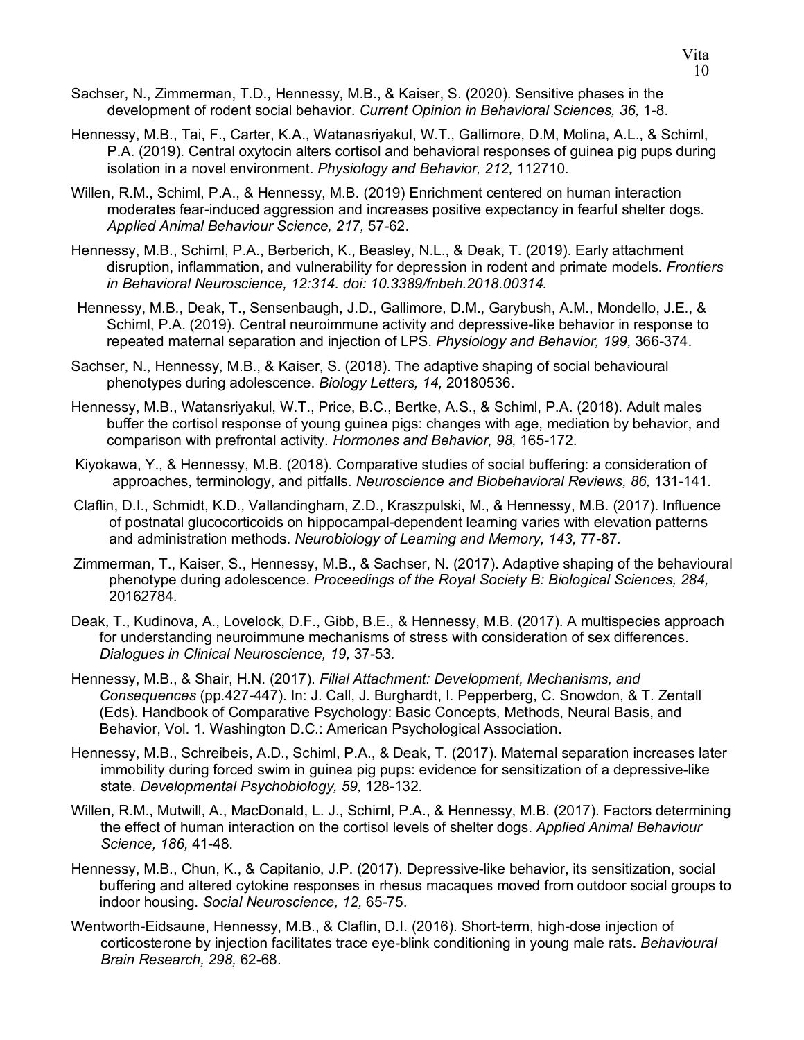Sachser, N., Zimmerman, T.D., Hennessy, M.B., & Kaiser, S. (2020). Sensitive phases in the development of rodent social behavior. *Current Opinion in Behavioral Sciences, 36,* 1-8.

Hennessy, M.B., Tai, F., Carter, K.A., Watanasriyakul, W.T., Gallimore, D.M, Molina, A.L., & Schiml, P.A. (2019). Central oxytocin alters cortisol and behavioral responses of guinea pig pups during isolation in a novel environment. *Physiology and Behavior, 212,* 112710.

Willen, R.M., Schiml, P.A., & Hennessy, M.B. (2019) Enrichment centered on human interaction moderates fear-induced aggression and increases positive expectancy in fearful shelter dogs. *Applied Animal Behaviour Science, 217,* 57-62.

Hennessy, M.B., Schiml, P.A., Berberich, K., Beasley, N.L., & Deak, T. (2019). Early attachment disruption, inflammation, and vulnerability for depression in rodent and primate models. *Frontiers in Behavioral Neuroscience, 12:314. doi: 10.3389/fnbeh.2018.00314.*

Hennessy, M.B., Deak, T., Sensenbaugh, J.D., Gallimore, D.M., Garybush, A.M., Mondello, J.E., & Schiml, P.A. (2019). Central neuroimmune activity and depressive-like behavior in response to repeated maternal separation and injection of LPS. *Physiology and Behavior, 199,* 366-374.

Sachser, N., Hennessy, M.B., & Kaiser, S. (2018). The adaptive shaping of social behavioural phenotypes during adolescence. *Biology Letters, 14,* 20180536.

Hennessy, M.B., Watansriyakul, W.T., Price, B.C., Bertke, A.S., & Schiml, P.A. (2018). Adult males buffer the cortisol response of young guinea pigs: changes with age, mediation by behavior, and comparison with prefrontal activity. *Hormones and Behavior, 98,* 165-172.

Kiyokawa, Y., & Hennessy, M.B. (2018). Comparative studies of social buffering: a consideration of approaches, terminology, and pitfalls. *Neuroscience and Biobehavioral Reviews, 86,* 131-141*.*

Claflin, D.I., Schmidt, K.D., Vallandingham, Z.D., Kraszpulski, M., & Hennessy, M.B. (2017). Influence of postnatal glucocorticoids on hippocampal-dependent learning varies with elevation patterns and administration methods. *Neurobiology of Learning and Memory, 143,* 77-87*.*

Zimmerman, T., Kaiser, S., Hennessy, M.B., & Sachser, N. (2017). Adaptive shaping of the behavioural phenotype during adolescence. *Proceedings of the Royal Society B: Biological Sciences, 284,* 20162784.

Deak, T., Kudinova, A., Lovelock, D.F., Gibb, B.E., & Hennessy, M.B. (2017). A multispecies approach for understanding neuroimmune mechanisms of stress with consideration of sex differences. *Dialogues in Clinical Neuroscience, 19,* 37-53*.*

Hennessy, M.B., & Shair, H.N. (2017). *Filial Attachment: Development, Mechanisms, and Consequences* (pp.427-447). In: J. Call, J. Burghardt, I. Pepperberg, C. Snowdon, & T. Zentall (Eds). Handbook of Comparative Psychology: Basic Concepts, Methods, Neural Basis, and Behavior, Vol. 1. Washington D.C.: American Psychological Association.

Hennessy, M.B., Schreibeis, A.D., Schiml, P.A., & Deak, T. (2017). Maternal separation increases later immobility during forced swim in guinea pig pups: evidence for sensitization of a depressive-like state. *Developmental Psychobiology, 59,* 128-132*.*

Willen, R.M., Mutwill, A., MacDonald, L. J., Schiml, P.A., & Hennessy, M.B. (2017). Factors determining the effect of human interaction on the cortisol levels of shelter dogs. *Applied Animal Behaviour Science, 186,* 41-48.

Hennessy, M.B., Chun, K., & Capitanio, J.P. (2017). Depressive-like behavior, its sensitization, social buffering and altered cytokine responses in rhesus macaques moved from outdoor social groups to indoor housing. *Social Neuroscience, 12,* 65-75.

Wentworth-Eidsaune, Hennessy, M.B., & Claflin, D.I. (2016). Short-term, high-dose injection of corticosterone by injection facilitates trace eye-blink conditioning in young male rats. *Behavioural Brain Research, 298,* 62-68.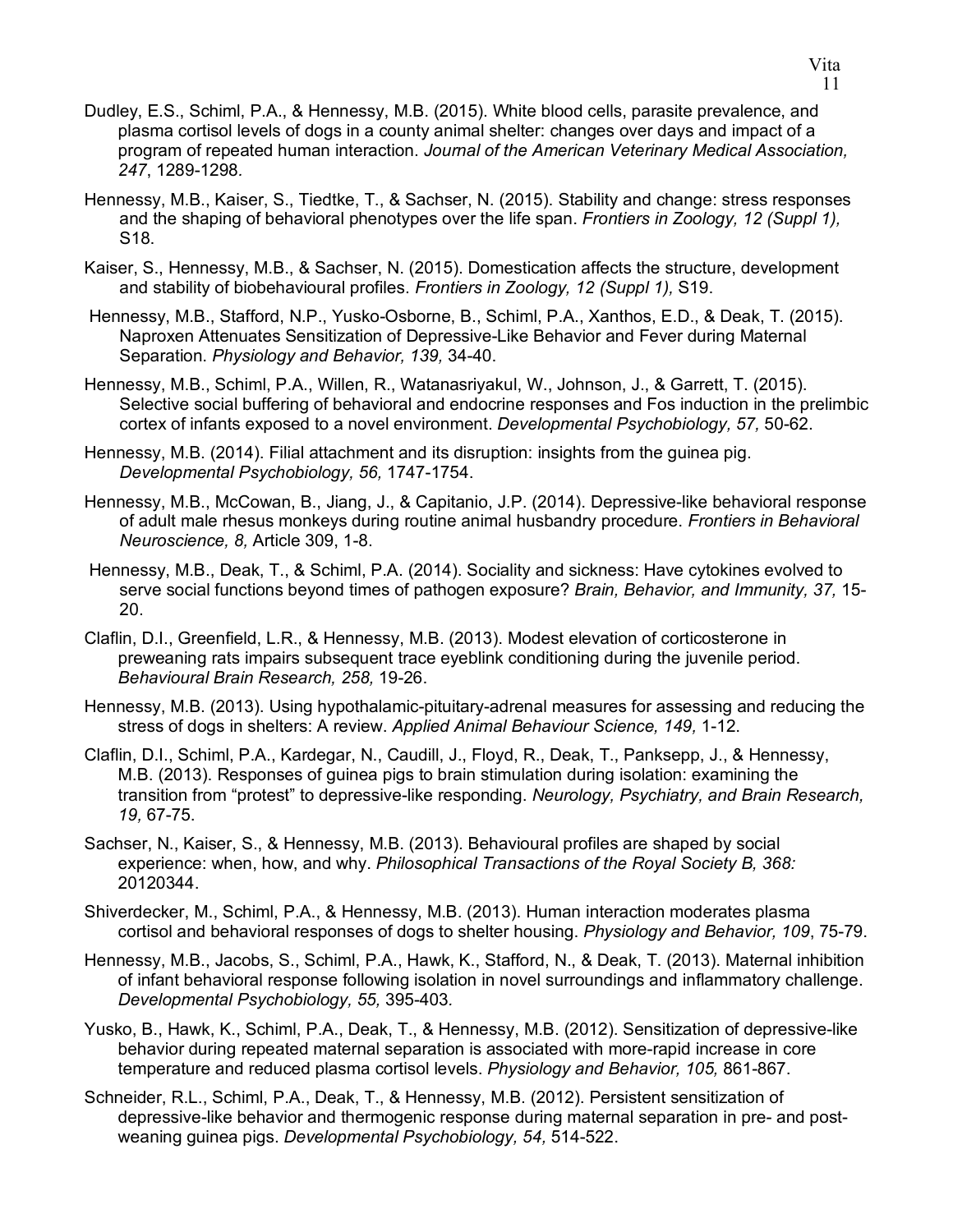Dudley, E.S., Schiml, P.A., & Hennessy, M.B. (2015). White blood cells, parasite prevalence, and plasma cortisol levels of dogs in a county animal shelter: changes over days and impact of a program of repeated human interaction. *Journal of the American Veterinary Medical Association, 247*, 1289-1298.

Hennessy, M.B., Kaiser, S., Tiedtke, T., & Sachser, N. (2015). Stability and change: stress responses and the shaping of behavioral phenotypes over the life span. *Frontiers in Zoology, 12 (Suppl 1),* S18.

Kaiser, S., Hennessy, M.B., & Sachser, N. (2015). Domestication affects the structure, development and stability of biobehavioural profiles. *Frontiers in Zoology, 12 (Suppl 1),* S19.

Hennessy, M.B., Stafford, N.P., Yusko-Osborne, B., Schiml, P.A., Xanthos, E.D., & Deak, T. (2015). Naproxen Attenuates Sensitization of Depressive-Like Behavior and Fever during Maternal Separation. *Physiology and Behavior, 139,* 34-40.

Hennessy, M.B., Schiml, P.A., Willen, R., Watanasriyakul, W., Johnson, J., & Garrett, T. (2015). Selective social buffering of behavioral and endocrine responses and Fos induction in the prelimbic cortex of infants exposed to a novel environment. *Developmental Psychobiology, 57,* 50-62.

Hennessy, M.B. (2014). Filial attachment and its disruption: insights from the guinea pig. *Developmental Psychobiology, 56,* 1747-1754.

Hennessy, M.B., McCowan, B., Jiang, J., & Capitanio, J.P. (2014). Depressive-like behavioral response of adult male rhesus monkeys during routine animal husbandry procedure. *Frontiers in Behavioral Neuroscience, 8,* Article 309, 1-8.

Hennessy, M.B., Deak, T., & Schiml, P.A. (2014). Sociality and sickness: Have cytokines evolved to serve social functions beyond times of pathogen exposure? *Brain, Behavior, and Immunity, 37,* 15-20.

Claflin, D.I., Greenfield, L.R., & Hennessy, M.B. (2013). Modest elevation of corticosterone in preweaning rats impairs subsequent trace eyeblink conditioning during the juvenile period. *Behavioural Brain Research, 258,* 19-26.

Hennessy, M.B. (2013). Using hypothalamic-pituitary-adrenal measures for assessing and reducing the stress of dogs in shelters: A review. *Applied Animal Behaviour Science, 149,* 1-12.

Claflin, D.I., Schiml, P.A., Kardegar, N., Caudill, J., Floyd, R., Deak, T., Panksepp, J., & Hennessy, M.B. (2013). Responses of guinea pigs to brain stimulation during isolation: examining the transition from "protest" to depressive-like responding. *Neurology, Psychiatry, and Brain Research, 19,* 67-75.

Sachser, N., Kaiser, S., & Hennessy, M.B. (2013). Behavioural profiles are shaped by social experience: when, how, and why. *Philosophical Transactions of the Royal Society B, 368:* 20120344.

Shiverdecker, M., Schiml, P.A., & Hennessy, M.B. (2013). Human interaction moderates plasma cortisol and behavioral responses of dogs to shelter housing. *Physiology and Behavior, 109*, 75-79.

Hennessy, M.B., Jacobs, S., Schiml, P.A., Hawk, K., Stafford, N., & Deak, T. (2013). Maternal inhibition of infant behavioral response following isolation in novel surroundings and inflammatory challenge. *Developmental Psychobiology, 55,* 395-403.

Yusko, B., Hawk, K., Schiml, P.A., Deak, T., & Hennessy, M.B. (2012). Sensitization of depressive-like behavior during repeated maternal separation is associated with more-rapid increase in core temperature and reduced plasma cortisol levels. *Physiology and Behavior, 105,* 861-867.

Schneider, R.L., Schiml, P.A., Deak, T., & Hennessy, M.B. (2012). Persistent sensitization of depressive-like behavior and thermogenic response during maternal separation in pre- and post-weaning guinea pigs. *Developmental Psychobiology, 54,* 514-522.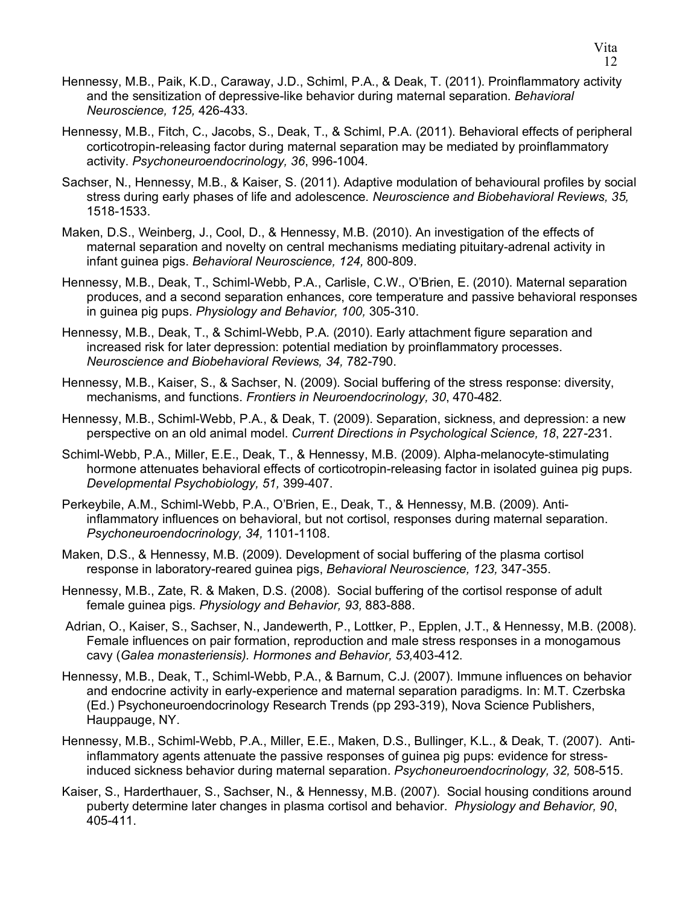Hennessy, M.B., Paik, K.D., Caraway, J.D., Schiml, P.A., & Deak, T. (2011). Proinflammatory activity and the sensitization of depressive-like behavior during maternal separation. *Behavioral Neuroscience, 125,* 426-433.

Hennessy, M.B., Fitch, C., Jacobs, S., Deak, T., & Schiml, P.A. (2011). Behavioral effects of peripheral corticotropin-releasing factor during maternal separation may be mediated by proinflammatory activity. *Psychoneuroendocrinology, 36*, 996-1004.

Sachser, N., Hennessy, M.B., & Kaiser, S. (2011). Adaptive modulation of behavioural profiles by social stress during early phases of life and adolescence. *Neuroscience and Biobehavioral Reviews, 35,* 1518-1533.

Maken, D.S., Weinberg, J., Cool, D., & Hennessy, M.B. (2010). An investigation of the effects of maternal separation and novelty on central mechanisms mediating pituitary-adrenal activity in infant guinea pigs. *Behavioral Neuroscience, 124,* 800-809.

Hennessy, M.B., Deak, T., Schiml-Webb, P.A., Carlisle, C.W., O'Brien, E. (2010). Maternal separation produces, and a second separation enhances, core temperature and passive behavioral responses in guinea pig pups. *Physiology and Behavior, 100,* 305-310.

Hennessy, M.B., Deak, T., & Schiml-Webb, P.A. (2010). Early attachment figure separation and increased risk for later depression: potential mediation by proinflammatory processes. *Neuroscience and Biobehavioral Reviews, 34,* 782-790.

Hennessy, M.B., Kaiser, S., & Sachser, N. (2009). Social buffering of the stress response: diversity, mechanisms, and functions. *Frontiers in Neuroendocrinology, 30*, 470-482.

Hennessy, M.B., Schiml-Webb, P.A., & Deak, T. (2009). Separation, sickness, and depression: a new perspective on an old animal model. *Current Directions in Psychological Science, 18*, 227-231.

Schiml-Webb, P.A., Miller, E.E., Deak, T., & Hennessy, M.B. (2009). Alpha-melanocyte-stimulating hormone attenuates behavioral effects of corticotropin-releasing factor in isolated guinea pig pups. *Developmental Psychobiology, 51,* 399-407.

Perkeybile, A.M., Schiml-Webb, P.A., O'Brien, E., Deak, T., & Hennessy, M.B. (2009). Anti-inflammatory influences on behavioral, but not cortisol, responses during maternal separation. *Psychoneuroendocrinology, 34,* 1101-1108.

Maken, D.S., & Hennessy, M.B. (2009). Development of social buffering of the plasma cortisol response in laboratory-reared guinea pigs, *Behavioral Neuroscience, 123,* 347-355.

Hennessy, M.B., Zate, R. & Maken, D.S. (2008). Social buffering of the cortisol response of adult female guinea pigs. *Physiology and Behavior, 93,* 883-888.

Adrian, O., Kaiser, S., Sachser, N., Jandewerth, P., Lottker, P., Epplen, J.T., & Hennessy, M.B. (2008). Female influences on pair formation, reproduction and male stress responses in a monogamous cavy (*Galea monasteriensis). Hormones and Behavior, 53,*403-412.

Hennessy, M.B., Deak, T., Schiml-Webb, P.A., & Barnum, C.J. (2007). Immune influences on behavior and endocrine activity in early-experience and maternal separation paradigms. In: M.T. Czerbska (Ed.) Psychoneuroendocrinology Research Trends (pp 293-319), Nova Science Publishers, Hauppauge, NY.

Hennessy, M.B., Schiml-Webb, P.A., Miller, E.E., Maken, D.S., Bullinger, K.L., & Deak, T. (2007). Anti-inflammatory agents attenuate the passive responses of guinea pig pups: evidence for stress-induced sickness behavior during maternal separation. *Psychoneuroendocrinology, 32,* 508-515.

Kaiser, S., Harderthauer, S., Sachser, N., & Hennessy, M.B. (2007). Social housing conditions around puberty determine later changes in plasma cortisol and behavior. *Physiology and Behavior, 90*, 405-411.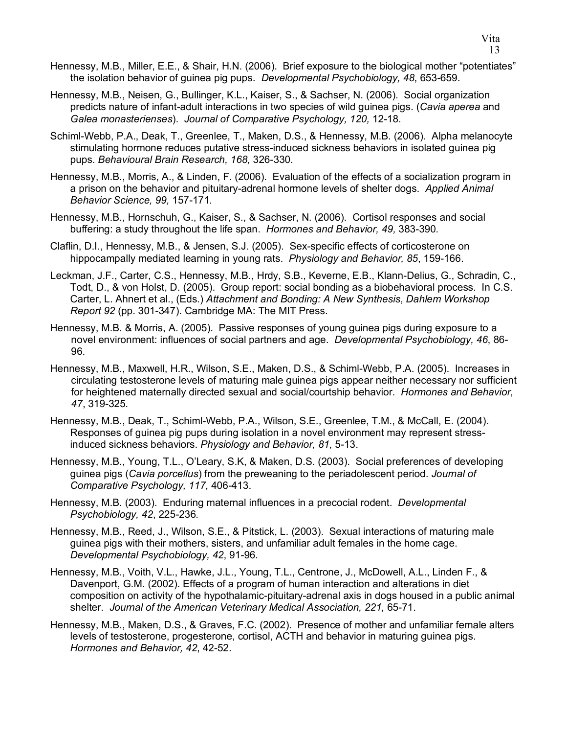Hennessy, M.B., Miller, E.E., & Shair, H.N. (2006). Brief exposure to the biological mother "potentiates" the isolation behavior of guinea pig pups. *Developmental Psychobiology, 48*, 653-659.

Hennessy, M.B., Neisen, G., Bullinger, K.L., Kaiser, S., & Sachser, N. (2006). Social organization predicts nature of infant-adult interactions in two species of wild guinea pigs. (*Cavia aperea* and *Galea monasterienses*). *Journal of Comparative Psychology, 120,* 12-18.

Schiml-Webb, P.A., Deak, T., Greenlee, T., Maken, D.S., & Hennessy, M.B. (2006). Alpha melanocyte stimulating hormone reduces putative stress-induced sickness behaviors in isolated guinea pig pups. *Behavioural Brain Research, 168,* 326-330.

Hennessy, M.B., Morris, A., & Linden, F. (2006). Evaluation of the effects of a socialization program in a prison on the behavior and pituitary-adrenal hormone levels of shelter dogs. *Applied Animal Behavior Science, 99,* 157-171.

Hennessy, M.B., Hornschuh, G., Kaiser, S., & Sachser, N. (2006). Cortisol responses and social buffering: a study throughout the life span. *Hormones and Behavior, 49,* 383-390.

Claflin, D.I., Hennessy, M.B., & Jensen, S.J. (2005). Sex-specific effects of corticosterone on hippocampally mediated learning in young rats. *Physiology and Behavior, 85*, 159-166.

Leckman, J.F., Carter, C.S., Hennessy, M.B., Hrdy, S.B., Keverne, E.B., Klann-Delius, G., Schradin, C., Todt, D., & von Holst, D. (2005). Group report: social bonding as a biobehavioral process. In C.S. Carter, L. Ahnert et al., (Eds.) *Attachment and Bonding: A New Synthesis*, *Dahlem Workshop Report 92* (pp. 301-347). Cambridge MA: The MIT Press.

Hennessy, M.B. & Morris, A. (2005). Passive responses of young guinea pigs during exposure to a novel environment: influences of social partners and age. *Developmental Psychobiology, 46*, 86-96.

Hennessy, M.B., Maxwell, H.R., Wilson, S.E., Maken, D.S., & Schiml-Webb, P.A. (2005). Increases in circulating testosterone levels of maturing male guinea pigs appear neither necessary nor sufficient for heightened maternally directed sexual and social/courtship behavior. *Hormones and Behavior, 47*, 319-325.

Hennessy, M.B., Deak, T., Schiml-Webb, P.A., Wilson, S.E., Greenlee, T.M., & McCall, E. (2004). Responses of guinea pig pups during isolation in a novel environment may represent stress-induced sickness behaviors. *Physiology and Behavior, 81,* 5-13.

Hennessy, M.B., Young, T.L., O'Leary, S.K, & Maken, D.S. (2003). Social preferences of developing guinea pigs (*Cavia porcellus*) from the preweaning to the periadolescent period. *Journal of Comparative Psychology, 117,* 406-413.

Hennessy, M.B. (2003). Enduring maternal influences in a precocial rodent. *Developmental Psychobiology, 42*, 225-236.

Hennessy, M.B., Reed, J., Wilson, S.E., & Pitstick, L. (2003). Sexual interactions of maturing male guinea pigs with their mothers, sisters, and unfamiliar adult females in the home cage. *Developmental Psychobiology, 42*, 91-96.

Hennessy, M.B., Voith, V.L., Hawke, J.L., Young, T.L., Centrone, J., McDowell, A.L., Linden F., & Davenport, G.M. (2002). Effects of a program of human interaction and alterations in diet composition on activity of the hypothalamic-pituitary-adrenal axis in dogs housed in a public animal shelter. *Journal of the American Veterinary Medical Association, 221,* 65-71.

Hennessy, M.B., Maken, D.S., & Graves, F.C. (2002). Presence of mother and unfamiliar female alters levels of testosterone, progesterone, cortisol, ACTH and behavior in maturing guinea pigs. *Hormones and Behavior, 42*, 42-52.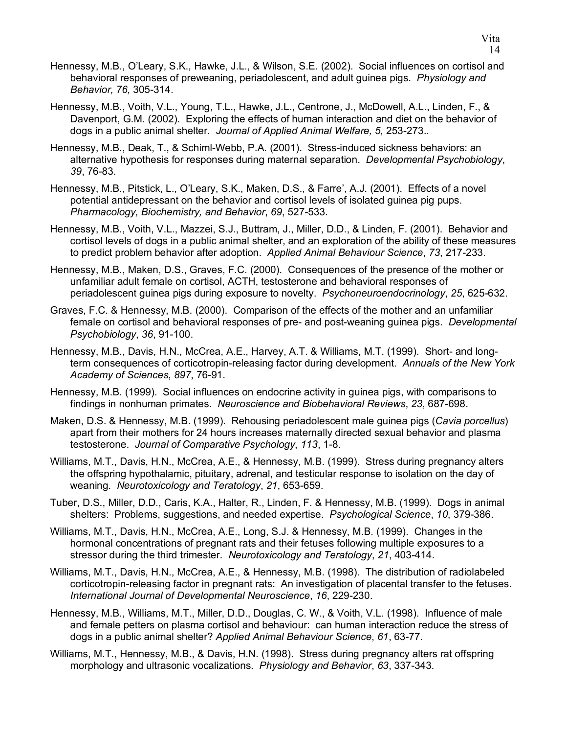Hennessy, M.B., O'Leary, S.K., Hawke, J.L., & Wilson, S.E. (2002). Social influences on cortisol and behavioral responses of preweaning, periadolescent, and adult guinea pigs. *Physiology and Behavior, 76,* 305-314.

Hennessy, M.B., Voith, V.L., Young, T.L., Hawke, J.L., Centrone, J., McDowell, A.L., Linden, F., & Davenport, G.M. (2002). Exploring the effects of human interaction and diet on the behavior of dogs in a public animal shelter. *Journal of Applied Animal Welfare, 5,* 253-273..

Hennessy, M.B., Deak, T., & Schiml-Webb, P.A. (2001). Stress-induced sickness behaviors: an alternative hypothesis for responses during maternal separation. *Developmental Psychobiology*, *39*, 76-83.

Hennessy, M.B., Pitstick, L., O'Leary, S.K., Maken, D.S., & Farre', A.J. (2001). Effects of a novel potential antidepressant on the behavior and cortisol levels of isolated guinea pig pups. *Pharmacology, Biochemistry, and Behavior*, *69*, 527-533.

Hennessy, M.B., Voith, V.L., Mazzei, S.J., Buttram, J., Miller, D.D., & Linden, F. (2001). Behavior and cortisol levels of dogs in a public animal shelter, and an exploration of the ability of these measures to predict problem behavior after adoption. *Applied Animal Behaviour Science*, *73*, 217-233.

Hennessy, M.B., Maken, D.S., Graves, F.C. (2000). Consequences of the presence of the mother or unfamiliar adult female on cortisol, ACTH, testosterone and behavioral responses of periadolescent guinea pigs during exposure to novelty. *Psychoneuroendocrinology*, *25*, 625-632.

Graves, F.C. & Hennessy, M.B. (2000). Comparison of the effects of the mother and an unfamiliar female on cortisol and behavioral responses of pre- and post-weaning guinea pigs. *Developmental Psychobiology*, *36*, 91-100.

Hennessy, M.B., Davis, H.N., McCrea, A.E., Harvey, A.T. & Williams, M.T. (1999). Short- and long-term consequences of corticotropin-releasing factor during development. *Annuals of the New York Academy of Sciences*, *897*, 76-91.

Hennessy, M.B. (1999). Social influences on endocrine activity in guinea pigs, with comparisons to findings in nonhuman primates. *Neuroscience and Biobehavioral Reviews*, *23*, 687-698.

Maken, D.S. & Hennessy, M.B. (1999). Rehousing periadolescent male guinea pigs (*Cavia porcellus*) apart from their mothers for 24 hours increases maternally directed sexual behavior and plasma testosterone. *Journal of Comparative Psychology*, *113*, 1-8.

Williams, M.T., Davis, H.N., McCrea, A.E., & Hennessy, M.B. (1999). Stress during pregnancy alters the offspring hypothalamic, pituitary, adrenal, and testicular response to isolation on the day of weaning. *Neurotoxicology and Teratology*, *21*, 653-659.

Tuber, D.S., Miller, D.D., Caris, K.A., Halter, R., Linden, F. & Hennessy, M.B. (1999). Dogs in animal shelters: Problems, suggestions, and needed expertise. *Psychological Science*, *10*, 379-386.

Williams, M.T., Davis, H.N., McCrea, A.E., Long, S.J. & Hennessy, M.B. (1999). Changes in the hormonal concentrations of pregnant rats and their fetuses following multiple exposures to a stressor during the third trimester. *Neurotoxicology and Teratology*, *21*, 403-414.

Williams, M.T., Davis, H.N., McCrea, A.E., & Hennessy, M.B. (1998). The distribution of radiolabeled corticotropin-releasing factor in pregnant rats: An investigation of placental transfer to the fetuses. *International Journal of Developmental Neuroscience*, *16*, 229-230.

Hennessy, M.B., Williams, M.T., Miller, D.D., Douglas, C. W., & Voith, V.L. (1998). Influence of male and female petters on plasma cortisol and behaviour: can human interaction reduce the stress of dogs in a public animal shelter? *Applied Animal Behaviour Science*, *61*, 63-77.

Williams, M.T., Hennessy, M.B., & Davis, H.N. (1998). Stress during pregnancy alters rat offspring morphology and ultrasonic vocalizations. *Physiology and Behavior*, *63*, 337-343.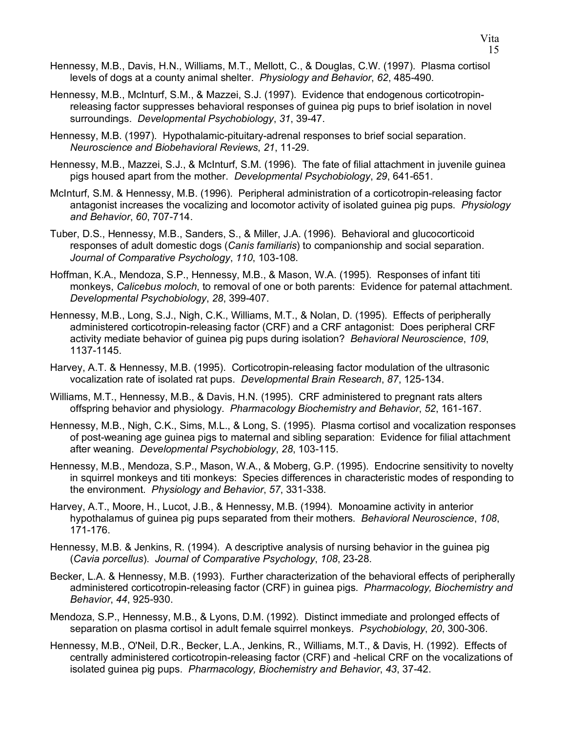Hennessy, M.B., Davis, H.N., Williams, M.T., Mellott, C., & Douglas, C.W. (1997). Plasma cortisol levels of dogs at a county animal shelter. *Physiology and Behavior*, *62*, 485-490.

Hennessy, M.B., McInturf, S.M., & Mazzei, S.J. (1997). Evidence that endogenous corticotropin-releasing factor suppresses behavioral responses of guinea pig pups to brief isolation in novel surroundings. *Developmental Psychobiology*, *31*, 39-47.

Hennessy, M.B. (1997). Hypothalamic-pituitary-adrenal responses to brief social separation. *Neuroscience and Biobehavioral Reviews*, *21*, 11-29.

Hennessy, M.B., Mazzei, S.J., & McInturf, S.M. (1996). The fate of filial attachment in juvenile guinea pigs housed apart from the mother. *Developmental Psychobiology*, *29*, 641-651.

McInturf, S.M. & Hennessy, M.B. (1996). Peripheral administration of a corticotropin-releasing factor antagonist increases the vocalizing and locomotor activity of isolated guinea pig pups. *Physiology and Behavior*, *60*, 707-714.

Tuber, D.S., Hennessy, M.B., Sanders, S., & Miller, J.A. (1996). Behavioral and glucocorticoid responses of adult domestic dogs (*Canis familiaris*) to companionship and social separation. *Journal of Comparative Psychology*, *110*, 103-108.

Hoffman, K.A., Mendoza, S.P., Hennessy, M.B., & Mason, W.A. (1995). Responses of infant titi monkeys, *Calicebus moloch*, to removal of one or both parents: Evidence for paternal attachment. *Developmental Psychobiology*, *28*, 399-407.

Hennessy, M.B., Long, S.J., Nigh, C.K., Williams, M.T., & Nolan, D. (1995). Effects of peripherally administered corticotropin-releasing factor (CRF) and a CRF antagonist: Does peripheral CRF activity mediate behavior of guinea pig pups during isolation? *Behavioral Neuroscience*, *109*, 1137-1145.

Harvey, A.T. & Hennessy, M.B. (1995). Corticotropin-releasing factor modulation of the ultrasonic vocalization rate of isolated rat pups. *Developmental Brain Research*, *87*, 125-134.

Williams, M.T., Hennessy, M.B., & Davis, H.N. (1995). CRF administered to pregnant rats alters offspring behavior and physiology. *Pharmacology Biochemistry and Behavior*, *52*, 161-167.

Hennessy, M.B., Nigh, C.K., Sims, M.L., & Long, S. (1995). Plasma cortisol and vocalization responses of post-weaning age guinea pigs to maternal and sibling separation: Evidence for filial attachment after weaning. *Developmental Psychobiology*, *28*, 103-115.

Hennessy, M.B., Mendoza, S.P., Mason, W.A., & Moberg, G.P. (1995). Endocrine sensitivity to novelty in squirrel monkeys and titi monkeys: Species differences in characteristic modes of responding to the environment. *Physiology and Behavior*, *57*, 331-338.

Harvey, A.T., Moore, H., Lucot, J.B., & Hennessy, M.B. (1994). Monoamine activity in anterior hypothalamus of guinea pig pups separated from their mothers. *Behavioral Neuroscience*, *108*, 171-176.

Hennessy, M.B. & Jenkins, R. (1994). A descriptive analysis of nursing behavior in the guinea pig (*Cavia porcellus*). *Journal of Comparative Psychology*, *108*, 23-28.

Becker, L.A. & Hennessy, M.B. (1993). Further characterization of the behavioral effects of peripherally administered corticotropin-releasing factor (CRF) in guinea pigs. *Pharmacology, Biochemistry and Behavior*, *44*, 925-930.

Mendoza, S.P., Hennessy, M.B., & Lyons, D.M. (1992). Distinct immediate and prolonged effects of separation on plasma cortisol in adult female squirrel monkeys. *Psychobiology*, *20*, 300-306.

Hennessy, M.B., O'Neil, D.R., Becker, L.A., Jenkins, R., Williams, M.T., & Davis, H. (1992). Effects of centrally administered corticotropin-releasing factor (CRF) and -helical CRF on the vocalizations of isolated guinea pig pups. *Pharmacology, Biochemistry and Behavior*, *43*, 37-42.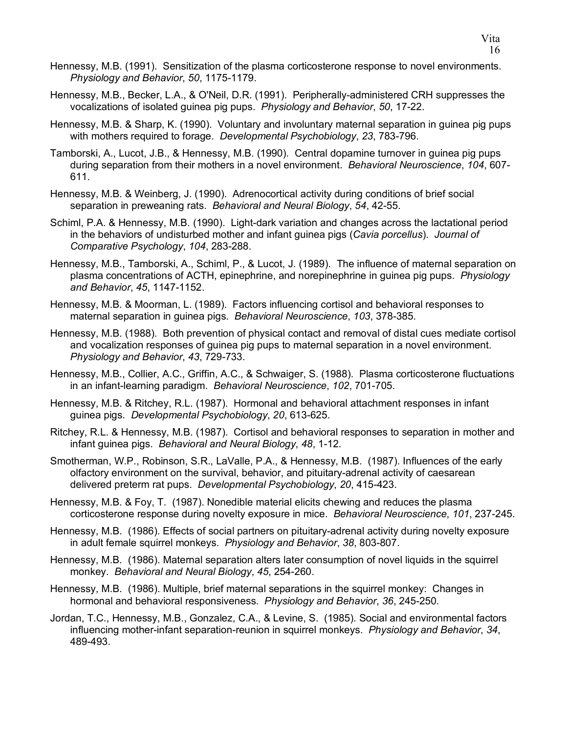Hennessy, M.B. (1991). Sensitization of the plasma corticosterone response to novel environments. *Physiology and Behavior*, *50*, 1175-1179.

Hennessy, M.B., Becker, L.A., & O'Neil, D.R. (1991). Peripherally-administered CRH suppresses the vocalizations of isolated guinea pig pups. *Physiology and Behavior*, *50*, 17-22.

Hennessy, M.B. & Sharp, K. (1990). Voluntary and involuntary maternal separation in guinea pig pups with mothers required to forage. *Developmental Psychobiology*, *23*, 783-796.

Tamborski, A., Lucot, J.B., & Hennessy, M.B. (1990). Central dopamine turnover in guinea pig pups during separation from their mothers in a novel environment. *Behavioral Neuroscience*, *104*, 607-611.

Hennessy, M.B. & Weinberg, J. (1990). Adrenocortical activity during conditions of brief social separation in preweaning rats. *Behavioral and Neural Biology*, *54*, 42-55.

Schiml, P.A. & Hennessy, M.B. (1990). Light-dark variation and changes across the lactational period in the behaviors of undisturbed mother and infant guinea pigs (*Cavia porcellus*). *Journal of Comparative Psychology*, *104*, 283-288.

Hennessy, M.B., Tamborski, A., Schiml, P., & Lucot, J. (1989). The influence of maternal separation on plasma concentrations of ACTH, epinephrine, and norepinephrine in guinea pig pups. *Physiology and Behavior*, *45*, 1147-1152.

Hennessy, M.B. & Moorman, L. (1989). Factors influencing cortisol and behavioral responses to maternal separation in guinea pigs. *Behavioral Neuroscience*, *103*, 378-385.

Hennessy, M.B. (1988). Both prevention of physical contact and removal of distal cues mediate cortisol and vocalization responses of guinea pig pups to maternal separation in a novel environment. *Physiology and Behavior*, *43*, 729-733.

Hennessy, M.B., Collier, A.C., Griffin, A.C., & Schwaiger, S. (1988). Plasma corticosterone fluctuations in an infant-learning paradigm. *Behavioral Neuroscience*, *102*, 701-705.

Hennessy, M.B. & Ritchey, R.L. (1987). Hormonal and behavioral attachment responses in infant guinea pigs. *Developmental Psychobiology*, *20*, 613-625.

Ritchey, R.L. & Hennessy, M.B. (1987). Cortisol and behavioral responses to separation in mother and infant guinea pigs. *Behavioral and Neural Biology*, *48*, 1-12.

Smotherman, W.P., Robinson, S.R., LaValle, P.A., & Hennessy, M.B. (1987). Influences of the early olfactory environment on the survival, behavior, and pituitary-adrenal activity of caesarean delivered preterm rat pups. *Developmental Psychobiology*, *20*, 415-423.

Hennessy, M.B. & Foy, T. (1987). Nonedible material elicits chewing and reduces the plasma corticosterone response during novelty exposure in mice. *Behavioral Neuroscience*, *101*, 237-245.

Hennessy, M.B. (1986). Effects of social partners on pituitary-adrenal activity during novelty exposure in adult female squirrel monkeys. *Physiology and Behavior*, *38*, 803-807.

Hennessy, M.B. (1986). Maternal separation alters later consumption of novel liquids in the squirrel monkey. *Behavioral and Neural Biology*, *45*, 254-260.

Hennessy, M.B. (1986). Multiple, brief maternal separations in the squirrel monkey: Changes in hormonal and behavioral responsiveness. *Physiology and Behavior*, *36*, 245-250.

Jordan, T.C., Hennessy, M.B., Gonzalez, C.A., & Levine, S. (1985). Social and environmental factors influencing mother-infant separation-reunion in squirrel monkeys. *Physiology and Behavior*, *34*, 489-493.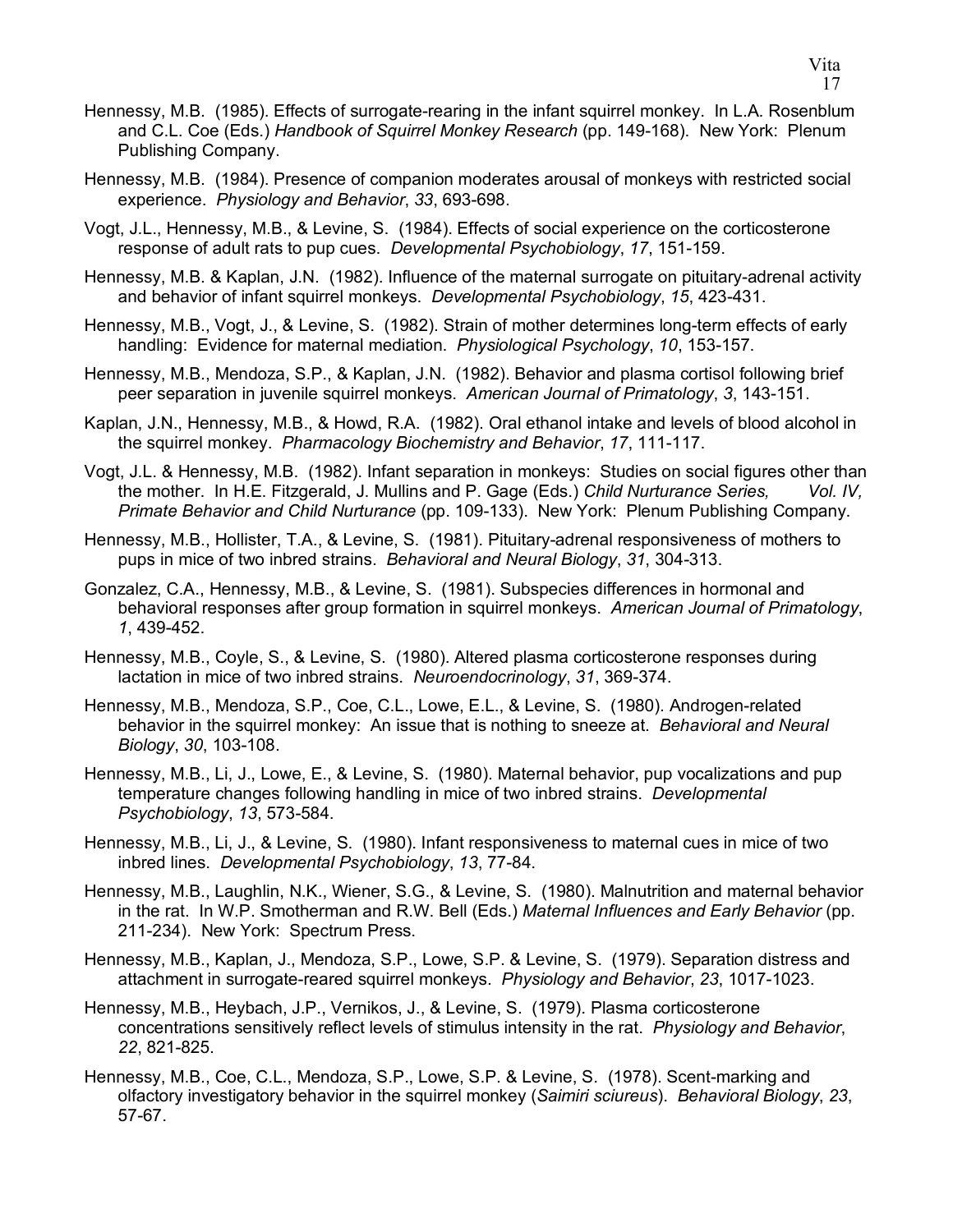Hennessy, M.B. (1985). Effects of surrogate-rearing in the infant squirrel monkey. In L.A. Rosenblum and C.L. Coe (Eds.) *Handbook of Squirrel Monkey Research* (pp. 149-168). New York: Plenum Publishing Company.

Hennessy, M.B. (1984). Presence of companion moderates arousal of monkeys with restricted social experience. *Physiology and Behavior*, *33*, 693-698.

Vogt, J.L., Hennessy, M.B., & Levine, S. (1984). Effects of social experience on the corticosterone response of adult rats to pup cues. *Developmental Psychobiology*, *17*, 151-159.

Hennessy, M.B. & Kaplan, J.N. (1982). Influence of the maternal surrogate on pituitary-adrenal activity and behavior of infant squirrel monkeys. *Developmental Psychobiology*, *15*, 423-431.

Hennessy, M.B., Vogt, J., & Levine, S. (1982). Strain of mother determines long-term effects of early handling: Evidence for maternal mediation. *Physiological Psychology*, *10*, 153-157.

Hennessy, M.B., Mendoza, S.P., & Kaplan, J.N. (1982). Behavior and plasma cortisol following brief peer separation in juvenile squirrel monkeys. *American Journal of Primatology*, *3*, 143-151.

Kaplan, J.N., Hennessy, M.B., & Howd, R.A. (1982). Oral ethanol intake and levels of blood alcohol in the squirrel monkey. *Pharmacology Biochemistry and Behavior*, *17*, 111-117.

Vogt, J.L. & Hennessy, M.B. (1982). Infant separation in monkeys: Studies on social figures other than the mother. In H.E. Fitzgerald, J. Mullins and P. Gage (Eds.) *Child Nurturance Series, Vol. IV, Primate Behavior and Child Nurturance* (pp. 109-133). New York: Plenum Publishing Company.

Hennessy, M.B., Hollister, T.A., & Levine, S. (1981). Pituitary-adrenal responsiveness of mothers to pups in mice of two inbred strains. *Behavioral and Neural Biology*, *31*, 304-313.

Gonzalez, C.A., Hennessy, M.B., & Levine, S. (1981). Subspecies differences in hormonal and behavioral responses after group formation in squirrel monkeys. *American Journal of Primatology*, *1*, 439-452.

Hennessy, M.B., Coyle, S., & Levine, S. (1980). Altered plasma corticosterone responses during lactation in mice of two inbred strains. *Neuroendocrinology*, *31*, 369-374.

Hennessy, M.B., Mendoza, S.P., Coe, C.L., Lowe, E.L., & Levine, S. (1980). Androgen-related behavior in the squirrel monkey: An issue that is nothing to sneeze at. *Behavioral and Neural Biology*, *30*, 103-108.

Hennessy, M.B., Li, J., Lowe, E., & Levine, S. (1980). Maternal behavior, pup vocalizations and pup temperature changes following handling in mice of two inbred strains. *Developmental Psychobiology*, *13*, 573-584.

Hennessy, M.B., Li, J., & Levine, S. (1980). Infant responsiveness to maternal cues in mice of two inbred lines. *Developmental Psychobiology*, *13*, 77-84.

Hennessy, M.B., Laughlin, N.K., Wiener, S.G., & Levine, S. (1980). Malnutrition and maternal behavior in the rat. In W.P. Smotherman and R.W. Bell (Eds.) *Maternal Influences and Early Behavior* (pp. 211-234). New York: Spectrum Press.

Hennessy, M.B., Kaplan, J., Mendoza, S.P., Lowe, S.P. & Levine, S. (1979). Separation distress and attachment in surrogate-reared squirrel monkeys. *Physiology and Behavior*, *23*, 1017-1023.

Hennessy, M.B., Heybach, J.P., Vernikos, J., & Levine, S. (1979). Plasma corticosterone concentrations sensitively reflect levels of stimulus intensity in the rat. *Physiology and Behavior*, *22*, 821-825.

Hennessy, M.B., Coe, C.L., Mendoza, S.P., Lowe, S.P. & Levine, S. (1978). Scent-marking and olfactory investigatory behavior in the squirrel monkey (*Saimiri sciureus*). *Behavioral Biology*, *23*, 57-67.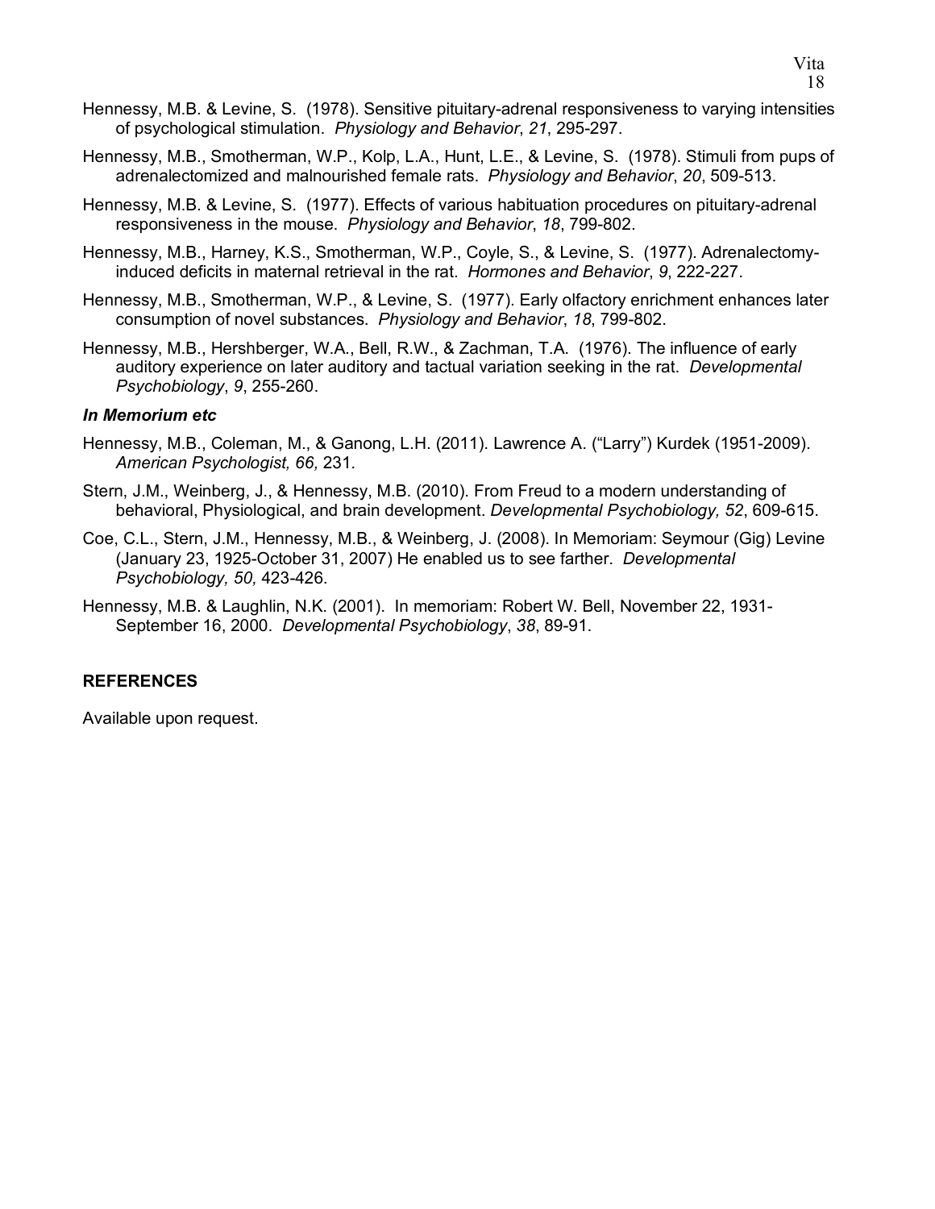Hennessy, M.B. & Levine, S. (1978). Sensitive pituitary-adrenal responsiveness to varying intensities of psychological stimulation. *Physiology and Behavior*, *21*, 295-297.

Hennessy, M.B., Smotherman, W.P., Kolp, L.A., Hunt, L.E., & Levine, S. (1978). Stimuli from pups of adrenalectomized and malnourished female rats. *Physiology and Behavior*, *20*, 509-513.

Hennessy, M.B. & Levine, S. (1977). Effects of various habituation procedures on pituitary-adrenal responsiveness in the mouse. *Physiology and Behavior*, *18*, 799-802.

Hennessy, M.B., Harney, K.S., Smotherman, W.P., Coyle, S., & Levine, S. (1977). Adrenalectomy-induced deficits in maternal retrieval in the rat. *Hormones and Behavior*, *9*, 222-227.

Hennessy, M.B., Smotherman, W.P., & Levine, S. (1977). Early olfactory enrichment enhances later consumption of novel substances. *Physiology and Behavior*, *18*, 799-802.

Hennessy, M.B., Hershberger, W.A., Bell, R.W., & Zachman, T.A. (1976). The influence of early auditory experience on later auditory and tactual variation seeking in the rat. *Developmental Psychobiology*, *9*, 255-260.

***In Memorium etc***

Hennessy, M.B., Coleman, M., & Ganong, L.H. (2011). Lawrence A. ("Larry") Kurdek (1951-2009). *American Psychologist, 66,* 231.

Stern, J.M., Weinberg, J., & Hennessy, M.B. (2010). From Freud to a modern understanding of behavioral, Physiological, and brain development. *Developmental Psychobiology, 52*, 609-615.

Coe, C.L., Stern, J.M., Hennessy, M.B., & Weinberg, J. (2008). In Memoriam: Seymour (Gig) Levine (January 23, 1925-October 31, 2007) He enabled us to see farther. *Developmental Psychobiology, 50,* 423-426.

Hennessy, M.B. & Laughlin, N.K. (2001). In memoriam: Robert W. Bell, November 22, 1931-September 16, 2000. *Developmental Psychobiology*, *38*, 89-91.

**REFERENCES**

Available upon request.